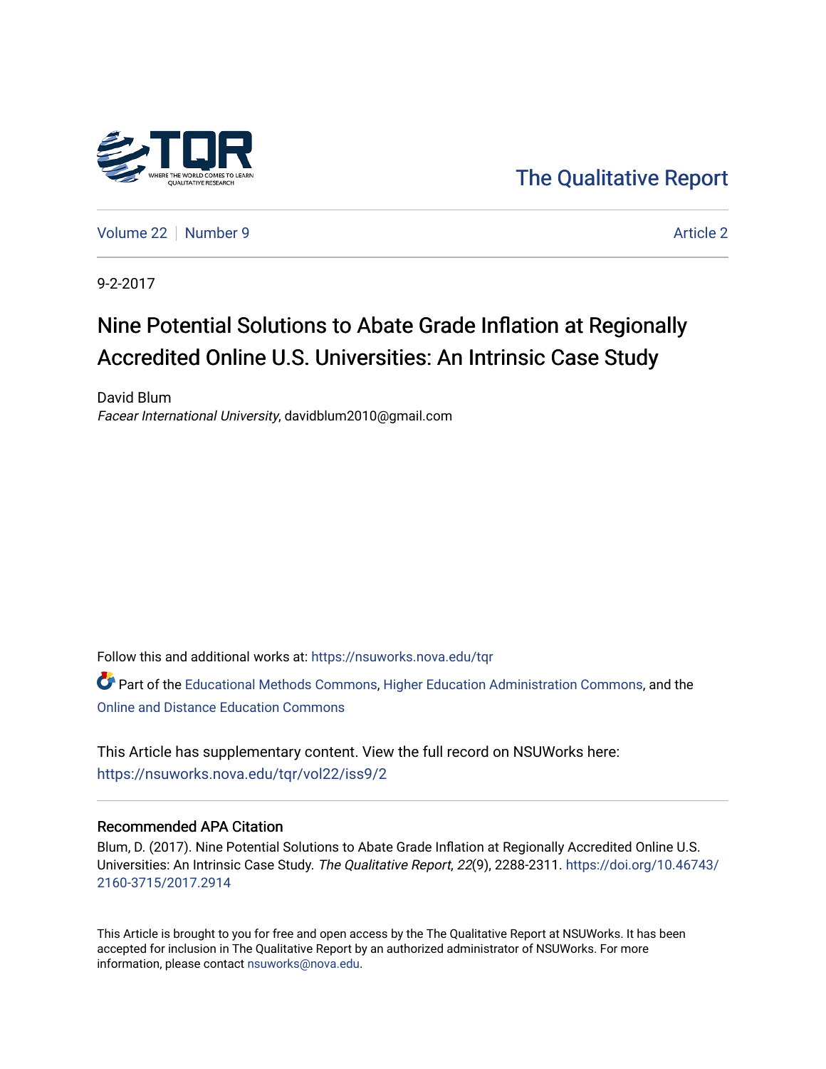The Qualitative Report

Volume 22 | Number 9 | Article 2

9-2-2017

# Nine Potential Solutions to Abate Grade Inflation at Regionally Accredited Online U.S. Universities: An Intrinsic Case Study

David Blum
*Facear International University*, davidblum2010@gmail.com

Follow this and additional works at: https://nsuworks.nova.edu/tqr

Part of the Educational Methods Commons, Higher Education Administration Commons, and the Online and Distance Education Commons

This Article has supplementary content. View the full record on NSUWorks here: https://nsuworks.nova.edu/tqr/vol22/iss9/2

## Recommended APA Citation

Blum, D. (2017). Nine Potential Solutions to Abate Grade Inflation at Regionally Accredited Online U.S. Universities: An Intrinsic Case Study. *The Qualitative Report*, *22*(9), 2288-2311. https://doi.org/10.46743/2160-3715/2017.2914

This Article is brought to you for free and open access by the The Qualitative Report at NSUWorks. It has been accepted for inclusion in The Qualitative Report by an authorized administrator of NSUWorks. For more information, please contact nsuworks@nova.edu.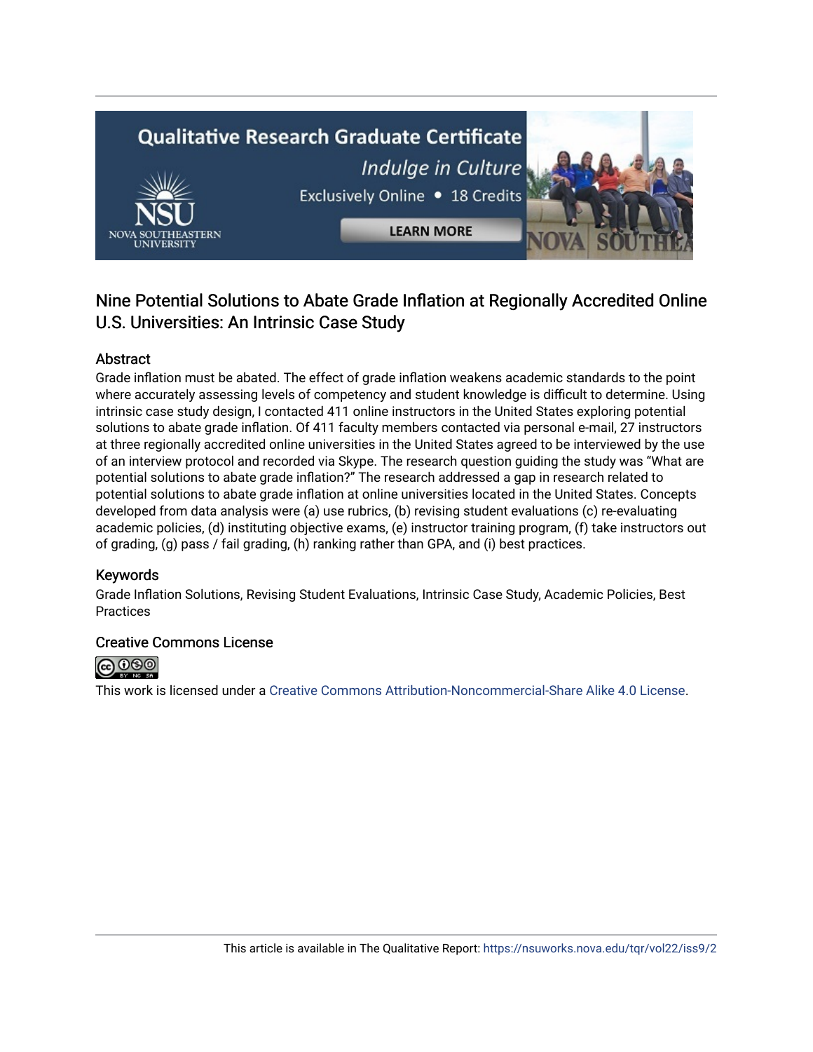## Nine Potential Solutions to Abate Grade Inflation at Regionally Accredited Online U.S. Universities: An Intrinsic Case Study

### Abstract

Grade inflation must be abated. The effect of grade inflation weakens academic standards to the point where accurately assessing levels of competency and student knowledge is difficult to determine. Using intrinsic case study design, I contacted 411 online instructors in the United States exploring potential solutions to abate grade inflation. Of 411 faculty members contacted via personal e-mail, 27 instructors at three regionally accredited online universities in the United States agreed to be interviewed by the use of an interview protocol and recorded via Skype. The research question guiding the study was "What are potential solutions to abate grade inflation?" The research addressed a gap in research related to potential solutions to abate grade inflation at online universities located in the United States. Concepts developed from data analysis were (a) use rubrics, (b) revising student evaluations (c) re-evaluating academic policies, (d) instituting objective exams, (e) instructor training program, (f) take instructors out of grading, (g) pass / fail grading, (h) ranking rather than GPA, and (i) best practices.

### Keywords

Grade Inflation Solutions, Revising Student Evaluations, Intrinsic Case Study, Academic Policies, Best Practices

### Creative Commons License

This work is licensed under a Creative Commons Attribution-Noncommercial-Share Alike 4.0 License.

This article is available in The Qualitative Report: https://nsuworks.nova.edu/tqr/vol22/iss9/2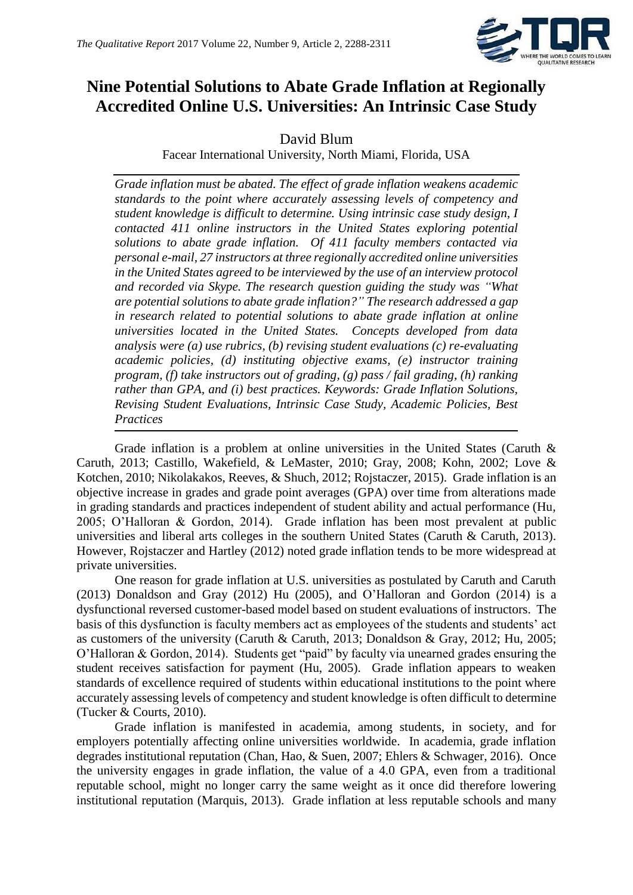# Nine Potential Solutions to Abate Grade Inflation at Regionally Accredited Online U.S. Universities: An Intrinsic Case Study

David Blum

Facear International University, North Miami, Florida, USA

*Grade inflation must be abated. The effect of grade inflation weakens academic standards to the point where accurately assessing levels of competency and student knowledge is difficult to determine. Using intrinsic case study design, I contacted 411 online instructors in the United States exploring potential solutions to abate grade inflation. Of 411 faculty members contacted via personal e-mail, 27 instructors at three regionally accredited online universities in the United States agreed to be interviewed by the use of an interview protocol and recorded via Skype. The research question guiding the study was "What are potential solutions to abate grade inflation?" The research addressed a gap in research related to potential solutions to abate grade inflation at online universities located in the United States. Concepts developed from data analysis were (a) use rubrics, (b) revising student evaluations (c) re-evaluating academic policies, (d) instituting objective exams, (e) instructor training program, (f) take instructors out of grading, (g) pass / fail grading, (h) ranking rather than GPA, and (i) best practices. Keywords: Grade Inflation Solutions, Revising Student Evaluations, Intrinsic Case Study, Academic Policies, Best Practices*

Grade inflation is a problem at online universities in the United States (Caruth & Caruth, 2013; Castillo, Wakefield, & LeMaster, 2010; Gray, 2008; Kohn, 2002; Love & Kotchen, 2010; Nikolakakos, Reeves, & Shuch, 2012; Rojstaczer, 2015). Grade inflation is an objective increase in grades and grade point averages (GPA) over time from alterations made in grading standards and practices independent of student ability and actual performance (Hu, 2005; O'Halloran & Gordon, 2014). Grade inflation has been most prevalent at public universities and liberal arts colleges in the southern United States (Caruth & Caruth, 2013). However, Rojstaczer and Hartley (2012) noted grade inflation tends to be more widespread at private universities.

One reason for grade inflation at U.S. universities as postulated by Caruth and Caruth (2013) Donaldson and Gray (2012) Hu (2005), and O'Halloran and Gordon (2014) is a dysfunctional reversed customer-based model based on student evaluations of instructors. The basis of this dysfunction is faculty members act as employees of the students and students' act as customers of the university (Caruth & Caruth, 2013; Donaldson & Gray, 2012; Hu, 2005; O'Halloran & Gordon, 2014). Students get "paid" by faculty via unearned grades ensuring the student receives satisfaction for payment (Hu, 2005). Grade inflation appears to weaken standards of excellence required of students within educational institutions to the point where accurately assessing levels of competency and student knowledge is often difficult to determine (Tucker & Courts, 2010).

Grade inflation is manifested in academia, among students, in society, and for employers potentially affecting online universities worldwide. In academia, grade inflation degrades institutional reputation (Chan, Hao, & Suen, 2007; Ehlers & Schwager, 2016). Once the university engages in grade inflation, the value of a 4.0 GPA, even from a traditional reputable school, might no longer carry the same weight as it once did therefore lowering institutional reputation (Marquis, 2013). Grade inflation at less reputable schools and many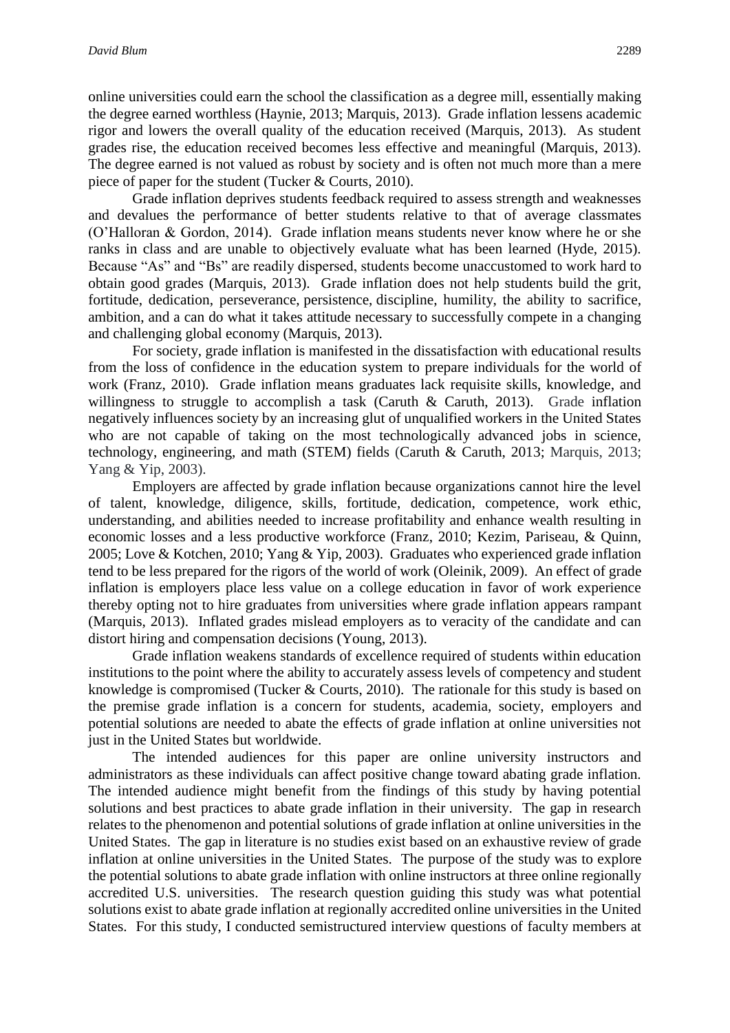online universities could earn the school the classification as a degree mill, essentially making the degree earned worthless (Haynie, 2013; Marquis, 2013). Grade inflation lessens academic rigor and lowers the overall quality of the education received (Marquis, 2013). As student grades rise, the education received becomes less effective and meaningful (Marquis, 2013). The degree earned is not valued as robust by society and is often not much more than a mere piece of paper for the student (Tucker & Courts, 2010).

Grade inflation deprives students feedback required to assess strength and weaknesses and devalues the performance of better students relative to that of average classmates (O'Halloran & Gordon, 2014). Grade inflation means students never know where he or she ranks in class and are unable to objectively evaluate what has been learned (Hyde, 2015). Because "As" and "Bs" are readily dispersed, students become unaccustomed to work hard to obtain good grades (Marquis, 2013). Grade inflation does not help students build the grit, fortitude, dedication, perseverance, persistence, discipline, humility, the ability to sacrifice, ambition, and a can do what it takes attitude necessary to successfully compete in a changing and challenging global economy (Marquis, 2013).

For society, grade inflation is manifested in the dissatisfaction with educational results from the loss of confidence in the education system to prepare individuals for the world of work (Franz, 2010). Grade inflation means graduates lack requisite skills, knowledge, and willingness to struggle to accomplish a task (Caruth & Caruth, 2013). Grade inflation negatively influences society by an increasing glut of unqualified workers in the United States who are not capable of taking on the most technologically advanced jobs in science, technology, engineering, and math (STEM) fields (Caruth & Caruth, 2013; Marquis, 2013; Yang & Yip, 2003).

Employers are affected by grade inflation because organizations cannot hire the level of talent, knowledge, diligence, skills, fortitude, dedication, competence, work ethic, understanding, and abilities needed to increase profitability and enhance wealth resulting in economic losses and a less productive workforce (Franz, 2010; Kezim, Pariseau, & Quinn, 2005; Love & Kotchen, 2010; Yang & Yip, 2003). Graduates who experienced grade inflation tend to be less prepared for the rigors of the world of work (Oleinik, 2009). An effect of grade inflation is employers place less value on a college education in favor of work experience thereby opting not to hire graduates from universities where grade inflation appears rampant (Marquis, 2013). Inflated grades mislead employers as to veracity of the candidate and can distort hiring and compensation decisions (Young, 2013).

Grade inflation weakens standards of excellence required of students within education institutions to the point where the ability to accurately assess levels of competency and student knowledge is compromised (Tucker & Courts, 2010). The rationale for this study is based on the premise grade inflation is a concern for students, academia, society, employers and potential solutions are needed to abate the effects of grade inflation at online universities not just in the United States but worldwide.

The intended audiences for this paper are online university instructors and administrators as these individuals can affect positive change toward abating grade inflation. The intended audience might benefit from the findings of this study by having potential solutions and best practices to abate grade inflation in their university. The gap in research relates to the phenomenon and potential solutions of grade inflation at online universities in the United States. The gap in literature is no studies exist based on an exhaustive review of grade inflation at online universities in the United States. The purpose of the study was to explore the potential solutions to abate grade inflation with online instructors at three online regionally accredited U.S. universities. The research question guiding this study was what potential solutions exist to abate grade inflation at regionally accredited online universities in the United States. For this study, I conducted semistructured interview questions of faculty members at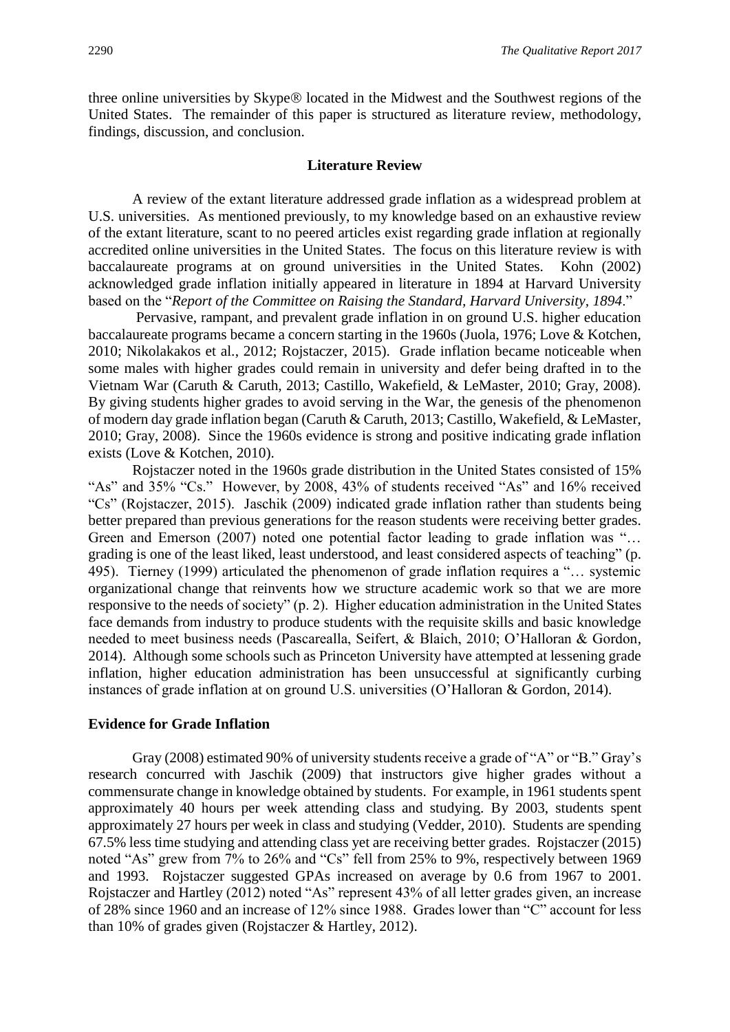three online universities by Skype® located in the Midwest and the Southwest regions of the United States. The remainder of this paper is structured as literature review, methodology, findings, discussion, and conclusion.

## Literature Review

A review of the extant literature addressed grade inflation as a widespread problem at U.S. universities. As mentioned previously, to my knowledge based on an exhaustive review of the extant literature, scant to no peered articles exist regarding grade inflation at regionally accredited online universities in the United States. The focus on this literature review is with baccalaureate programs at on ground universities in the United States. Kohn (2002) acknowledged grade inflation initially appeared in literature in 1894 at Harvard University based on the "*Report of the Committee on Raising the Standard, Harvard University, 1894*."

Pervasive, rampant, and prevalent grade inflation in on ground U.S. higher education baccalaureate programs became a concern starting in the 1960s (Juola, 1976; Love & Kotchen, 2010; Nikolakakos et al., 2012; Rojstaczer, 2015). Grade inflation became noticeable when some males with higher grades could remain in university and defer being drafted in to the Vietnam War (Caruth & Caruth, 2013; Castillo, Wakefield, & LeMaster, 2010; Gray, 2008). By giving students higher grades to avoid serving in the War, the genesis of the phenomenon of modern day grade inflation began (Caruth & Caruth, 2013; Castillo, Wakefield, & LeMaster, 2010; Gray, 2008). Since the 1960s evidence is strong and positive indicating grade inflation exists (Love & Kotchen, 2010).

Rojstaczer noted in the 1960s grade distribution in the United States consisted of 15% "As" and 35% "Cs." However, by 2008, 43% of students received "As" and 16% received "Cs" (Rojstaczer, 2015). Jaschik (2009) indicated grade inflation rather than students being better prepared than previous generations for the reason students were receiving better grades. Green and Emerson (2007) noted one potential factor leading to grade inflation was "… grading is one of the least liked, least understood, and least considered aspects of teaching" (p. 495). Tierney (1999) articulated the phenomenon of grade inflation requires a "… systemic organizational change that reinvents how we structure academic work so that we are more responsive to the needs of society" (p. 2). Higher education administration in the United States face demands from industry to produce students with the requisite skills and basic knowledge needed to meet business needs (Pascarealla, Seifert, & Blaich, 2010; O'Halloran & Gordon, 2014). Although some schools such as Princeton University have attempted at lessening grade inflation, higher education administration has been unsuccessful at significantly curbing instances of grade inflation at on ground U.S. universities (O'Halloran & Gordon, 2014).

### Evidence for Grade Inflation

Gray (2008) estimated 90% of university students receive a grade of "A" or "B." Gray's research concurred with Jaschik (2009) that instructors give higher grades without a commensurate change in knowledge obtained by students. For example, in 1961 students spent approximately 40 hours per week attending class and studying. By 2003, students spent approximately 27 hours per week in class and studying (Vedder, 2010). Students are spending 67.5% less time studying and attending class yet are receiving better grades. Rojstaczer (2015) noted "As" grew from 7% to 26% and "Cs" fell from 25% to 9%, respectively between 1969 and 1993. Rojstaczer suggested GPAs increased on average by 0.6 from 1967 to 2001. Rojstaczer and Hartley (2012) noted "As" represent 43% of all letter grades given, an increase of 28% since 1960 and an increase of 12% since 1988. Grades lower than "C" account for less than 10% of grades given (Rojstaczer & Hartley, 2012).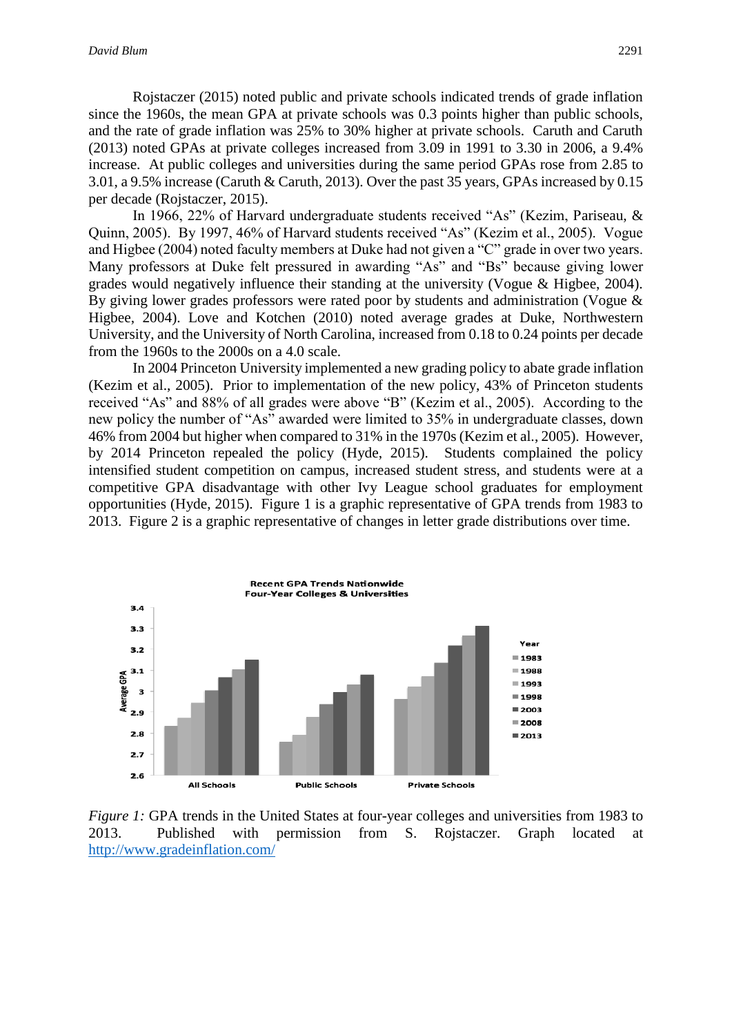Rojstaczer (2015) noted public and private schools indicated trends of grade inflation since the 1960s, the mean GPA at private schools was 0.3 points higher than public schools, and the rate of grade inflation was 25% to 30% higher at private schools. Caruth and Caruth (2013) noted GPAs at private colleges increased from 3.09 in 1991 to 3.30 in 2006, a 9.4% increase. At public colleges and universities during the same period GPAs rose from 2.85 to 3.01, a 9.5% increase (Caruth & Caruth, 2013). Over the past 35 years, GPAs increased by 0.15 per decade (Rojstaczer, 2015).

In 1966, 22% of Harvard undergraduate students received "As" (Kezim, Pariseau, & Quinn, 2005). By 1997, 46% of Harvard students received "As" (Kezim et al., 2005). Vogue and Higbee (2004) noted faculty members at Duke had not given a "C" grade in over two years. Many professors at Duke felt pressured in awarding "As" and "Bs" because giving lower grades would negatively influence their standing at the university (Vogue & Higbee, 2004). By giving lower grades professors were rated poor by students and administration (Vogue & Higbee, 2004). Love and Kotchen (2010) noted average grades at Duke, Northwestern University, and the University of North Carolina, increased from 0.18 to 0.24 points per decade from the 1960s to the 2000s on a 4.0 scale.

In 2004 Princeton University implemented a new grading policy to abate grade inflation (Kezim et al., 2005). Prior to implementation of the new policy, 43% of Princeton students received "As" and 88% of all grades were above "B" (Kezim et al., 2005). According to the new policy the number of "As" awarded were limited to 35% in undergraduate classes, down 46% from 2004 but higher when compared to 31% in the 1970s (Kezim et al., 2005). However, by 2014 Princeton repealed the policy (Hyde, 2015). Students complained the policy intensified student competition on campus, increased student stress, and students were at a competitive GPA disadvantage with other Ivy League school graduates for employment opportunities (Hyde, 2015). Figure 1 is a graphic representative of GPA trends from 1983 to 2013. Figure 2 is a graphic representative of changes in letter grade distributions over time.

*Figure 1:* GPA trends in the United States at four-year colleges and universities from 1983 to 2013. Published with permission from S. Rojstaczer. Graph located at http://www.gradeinflation.com/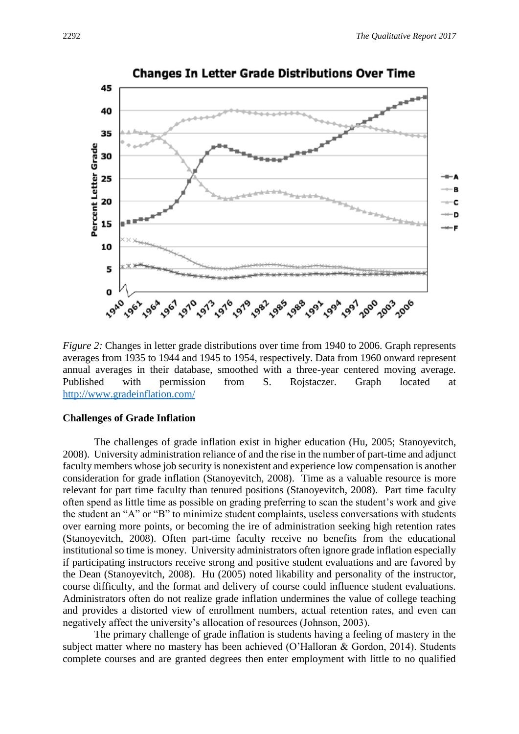*Figure 2:* Changes in letter grade distributions over time from 1940 to 2006. Graph represents averages from 1935 to 1944 and 1945 to 1954, respectively. Data from 1960 onward represent annual averages in their database, smoothed with a three-year centered moving average. Published with permission from S. Rojstaczer. Graph located at http://www.gradeinflation.com/

**Challenges of Grade Inflation**

The challenges of grade inflation exist in higher education (Hu, 2005; Stanoyevitch, 2008). University administration reliance of and the rise in the number of part-time and adjunct faculty members whose job security is nonexistent and experience low compensation is another consideration for grade inflation (Stanoyevitch, 2008). Time as a valuable resource is more relevant for part time faculty than tenured positions (Stanoyevitch, 2008). Part time faculty often spend as little time as possible on grading preferring to scan the student's work and give the student an "A" or "B" to minimize student complaints, useless conversations with students over earning more points, or becoming the ire of administration seeking high retention rates (Stanoyevitch, 2008). Often part-time faculty receive no benefits from the educational institutional so time is money. University administrators often ignore grade inflation especially if participating instructors receive strong and positive student evaluations and are favored by the Dean (Stanoyevitch, 2008). Hu (2005) noted likability and personality of the instructor, course difficulty, and the format and delivery of course could influence student evaluations. Administrators often do not realize grade inflation undermines the value of college teaching and provides a distorted view of enrollment numbers, actual retention rates, and even can negatively affect the university's allocation of resources (Johnson, 2003).

The primary challenge of grade inflation is students having a feeling of mastery in the subject matter where no mastery has been achieved (O'Halloran & Gordon, 2014). Students complete courses and are granted degrees then enter employment with little to no qualified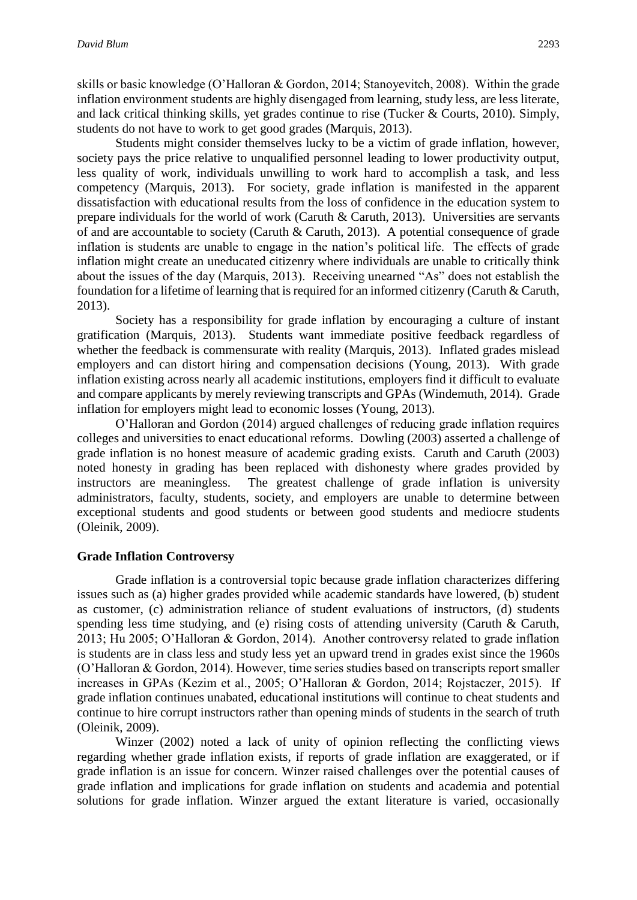skills or basic knowledge (O'Halloran & Gordon, 2014; Stanoyevitch, 2008). Within the grade inflation environment students are highly disengaged from learning, study less, are less literate, and lack critical thinking skills, yet grades continue to rise (Tucker & Courts, 2010). Simply, students do not have to work to get good grades (Marquis, 2013).

Students might consider themselves lucky to be a victim of grade inflation, however, society pays the price relative to unqualified personnel leading to lower productivity output, less quality of work, individuals unwilling to work hard to accomplish a task, and less competency (Marquis, 2013). For society, grade inflation is manifested in the apparent dissatisfaction with educational results from the loss of confidence in the education system to prepare individuals for the world of work (Caruth & Caruth, 2013). Universities are servants of and are accountable to society (Caruth & Caruth, 2013). A potential consequence of grade inflation is students are unable to engage in the nation's political life. The effects of grade inflation might create an uneducated citizenry where individuals are unable to critically think about the issues of the day (Marquis, 2013). Receiving unearned "As" does not establish the foundation for a lifetime of learning that is required for an informed citizenry (Caruth & Caruth, 2013).

Society has a responsibility for grade inflation by encouraging a culture of instant gratification (Marquis, 2013). Students want immediate positive feedback regardless of whether the feedback is commensurate with reality (Marquis, 2013). Inflated grades mislead employers and can distort hiring and compensation decisions (Young, 2013). With grade inflation existing across nearly all academic institutions, employers find it difficult to evaluate and compare applicants by merely reviewing transcripts and GPAs (Windemuth, 2014). Grade inflation for employers might lead to economic losses (Young, 2013).

O'Halloran and Gordon (2014) argued challenges of reducing grade inflation requires colleges and universities to enact educational reforms. Dowling (2003) asserted a challenge of grade inflation is no honest measure of academic grading exists. Caruth and Caruth (2003) noted honesty in grading has been replaced with dishonesty where grades provided by instructors are meaningless. The greatest challenge of grade inflation is university administrators, faculty, students, society, and employers are unable to determine between exceptional students and good students or between good students and mediocre students (Oleinik, 2009).

**Grade Inflation Controversy**

Grade inflation is a controversial topic because grade inflation characterizes differing issues such as (a) higher grades provided while academic standards have lowered, (b) student as customer, (c) administration reliance of student evaluations of instructors, (d) students spending less time studying, and (e) rising costs of attending university (Caruth & Caruth, 2013; Hu 2005; O'Halloran & Gordon, 2014). Another controversy related to grade inflation is students are in class less and study less yet an upward trend in grades exist since the 1960s (O'Halloran & Gordon, 2014). However, time series studies based on transcripts report smaller increases in GPAs (Kezim et al., 2005; O'Halloran & Gordon, 2014; Rojstaczer, 2015). If grade inflation continues unabated, educational institutions will continue to cheat students and continue to hire corrupt instructors rather than opening minds of students in the search of truth (Oleinik, 2009).

Winzer (2002) noted a lack of unity of opinion reflecting the conflicting views regarding whether grade inflation exists, if reports of grade inflation are exaggerated, or if grade inflation is an issue for concern. Winzer raised challenges over the potential causes of grade inflation and implications for grade inflation on students and academia and potential solutions for grade inflation. Winzer argued the extant literature is varied, occasionally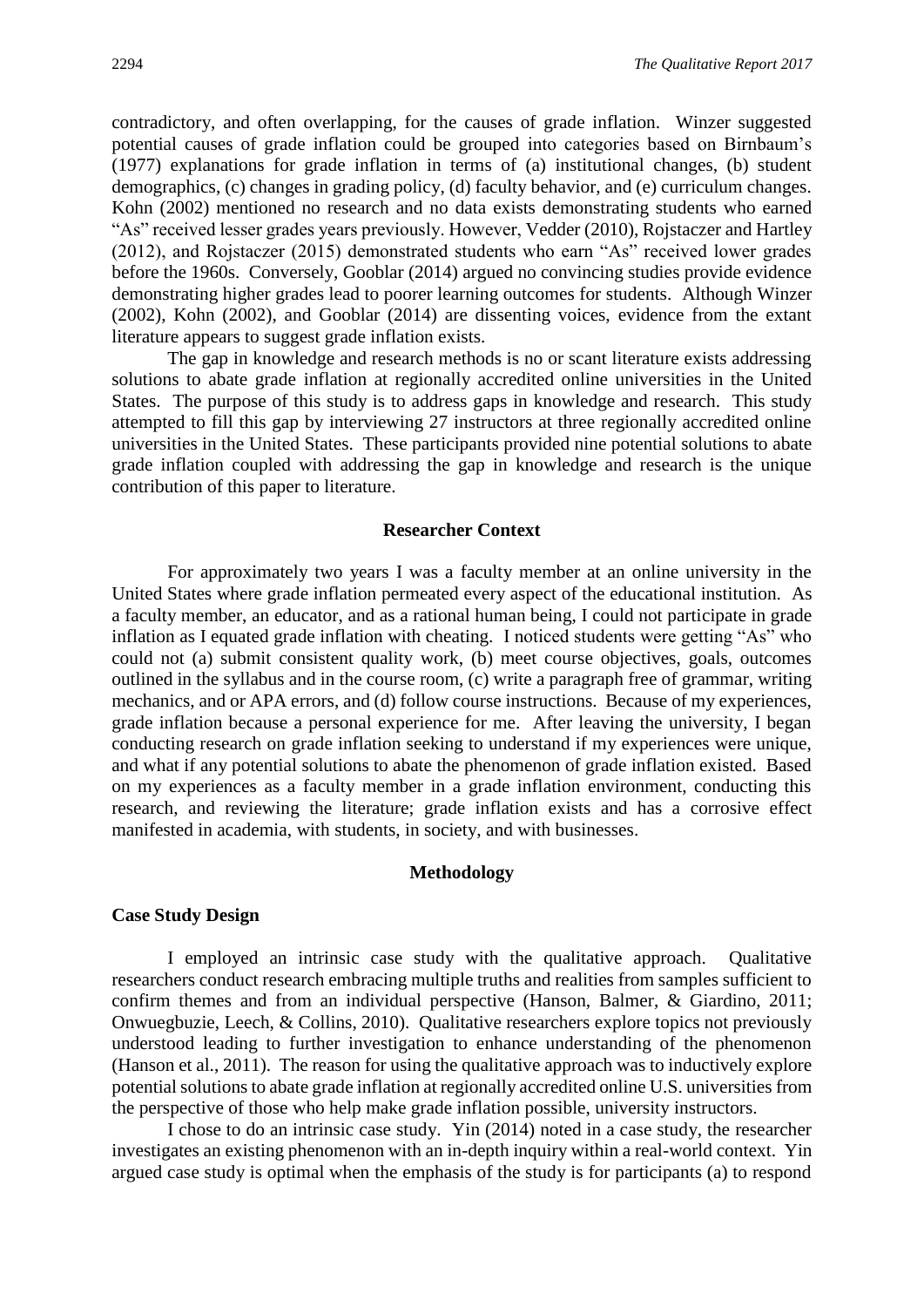contradictory, and often overlapping, for the causes of grade inflation. Winzer suggested potential causes of grade inflation could be grouped into categories based on Birnbaum's (1977) explanations for grade inflation in terms of (a) institutional changes, (b) student demographics, (c) changes in grading policy, (d) faculty behavior, and (e) curriculum changes. Kohn (2002) mentioned no research and no data exists demonstrating students who earned "As" received lesser grades years previously. However, Vedder (2010), Rojstaczer and Hartley (2012), and Rojstaczer (2015) demonstrated students who earn "As" received lower grades before the 1960s. Conversely, Gooblar (2014) argued no convincing studies provide evidence demonstrating higher grades lead to poorer learning outcomes for students. Although Winzer (2002), Kohn (2002), and Gooblar (2014) are dissenting voices, evidence from the extant literature appears to suggest grade inflation exists.

The gap in knowledge and research methods is no or scant literature exists addressing solutions to abate grade inflation at regionally accredited online universities in the United States. The purpose of this study is to address gaps in knowledge and research. This study attempted to fill this gap by interviewing 27 instructors at three regionally accredited online universities in the United States. These participants provided nine potential solutions to abate grade inflation coupled with addressing the gap in knowledge and research is the unique contribution of this paper to literature.

## Researcher Context

For approximately two years I was a faculty member at an online university in the United States where grade inflation permeated every aspect of the educational institution. As a faculty member, an educator, and as a rational human being, I could not participate in grade inflation as I equated grade inflation with cheating. I noticed students were getting "As" who could not (a) submit consistent quality work, (b) meet course objectives, goals, outcomes outlined in the syllabus and in the course room, (c) write a paragraph free of grammar, writing mechanics, and or APA errors, and (d) follow course instructions. Because of my experiences, grade inflation because a personal experience for me. After leaving the university, I began conducting research on grade inflation seeking to understand if my experiences were unique, and what if any potential solutions to abate the phenomenon of grade inflation existed. Based on my experiences as a faculty member in a grade inflation environment, conducting this research, and reviewing the literature; grade inflation exists and has a corrosive effect manifested in academia, with students, in society, and with businesses.

## Methodology

### Case Study Design

I employed an intrinsic case study with the qualitative approach. Qualitative researchers conduct research embracing multiple truths and realities from samples sufficient to confirm themes and from an individual perspective (Hanson, Balmer, & Giardino, 2011; Onwuegbuzie, Leech, & Collins, 2010). Qualitative researchers explore topics not previously understood leading to further investigation to enhance understanding of the phenomenon (Hanson et al., 2011). The reason for using the qualitative approach was to inductively explore potential solutions to abate grade inflation at regionally accredited online U.S. universities from the perspective of those who help make grade inflation possible, university instructors.

I chose to do an intrinsic case study. Yin (2014) noted in a case study, the researcher investigates an existing phenomenon with an in-depth inquiry within a real-world context. Yin argued case study is optimal when the emphasis of the study is for participants (a) to respond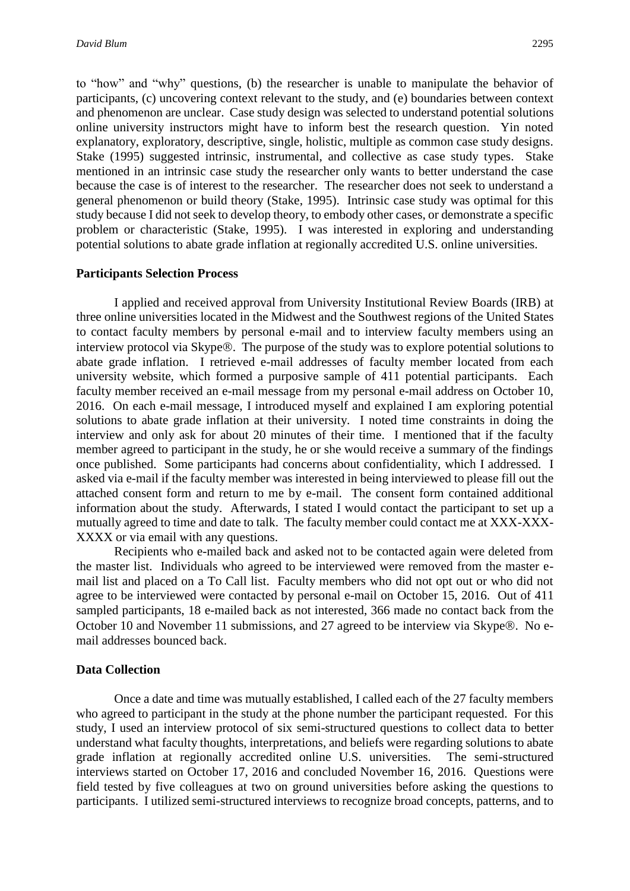to "how" and "why" questions, (b) the researcher is unable to manipulate the behavior of participants, (c) uncovering context relevant to the study, and (e) boundaries between context and phenomenon are unclear. Case study design was selected to understand potential solutions online university instructors might have to inform best the research question. Yin noted explanatory, exploratory, descriptive, single, holistic, multiple as common case study designs. Stake (1995) suggested intrinsic, instrumental, and collective as case study types. Stake mentioned in an intrinsic case study the researcher only wants to better understand the case because the case is of interest to the researcher. The researcher does not seek to understand a general phenomenon or build theory (Stake, 1995). Intrinsic case study was optimal for this study because I did not seek to develop theory, to embody other cases, or demonstrate a specific problem or characteristic (Stake, 1995). I was interested in exploring and understanding potential solutions to abate grade inflation at regionally accredited U.S. online universities.

## Participants Selection Process

I applied and received approval from University Institutional Review Boards (IRB) at three online universities located in the Midwest and the Southwest regions of the United States to contact faculty members by personal e-mail and to interview faculty members using an interview protocol via Skype®. The purpose of the study was to explore potential solutions to abate grade inflation. I retrieved e-mail addresses of faculty member located from each university website, which formed a purposive sample of 411 potential participants. Each faculty member received an e-mail message from my personal e-mail address on October 10, 2016. On each e-mail message, I introduced myself and explained I am exploring potential solutions to abate grade inflation at their university. I noted time constraints in doing the interview and only ask for about 20 minutes of their time. I mentioned that if the faculty member agreed to participant in the study, he or she would receive a summary of the findings once published. Some participants had concerns about confidentiality, which I addressed. I asked via e-mail if the faculty member was interested in being interviewed to please fill out the attached consent form and return to me by e-mail. The consent form contained additional information about the study. Afterwards, I stated I would contact the participant to set up a mutually agreed to time and date to talk. The faculty member could contact me at XXX-XXX-XXXX or via email with any questions.

Recipients who e-mailed back and asked not to be contacted again were deleted from the master list. Individuals who agreed to be interviewed were removed from the master e-mail list and placed on a To Call list. Faculty members who did not opt out or who did not agree to be interviewed were contacted by personal e-mail on October 15, 2016. Out of 411 sampled participants, 18 e-mailed back as not interested, 366 made no contact back from the October 10 and November 11 submissions, and 27 agreed to be interview via Skype®. No e-mail addresses bounced back.

## Data Collection

Once a date and time was mutually established, I called each of the 27 faculty members who agreed to participant in the study at the phone number the participant requested. For this study, I used an interview protocol of six semi-structured questions to collect data to better understand what faculty thoughts, interpretations, and beliefs were regarding solutions to abate grade inflation at regionally accredited online U.S. universities. The semi-structured interviews started on October 17, 2016 and concluded November 16, 2016. Questions were field tested by five colleagues at two on ground universities before asking the questions to participants. I utilized semi-structured interviews to recognize broad concepts, patterns, and to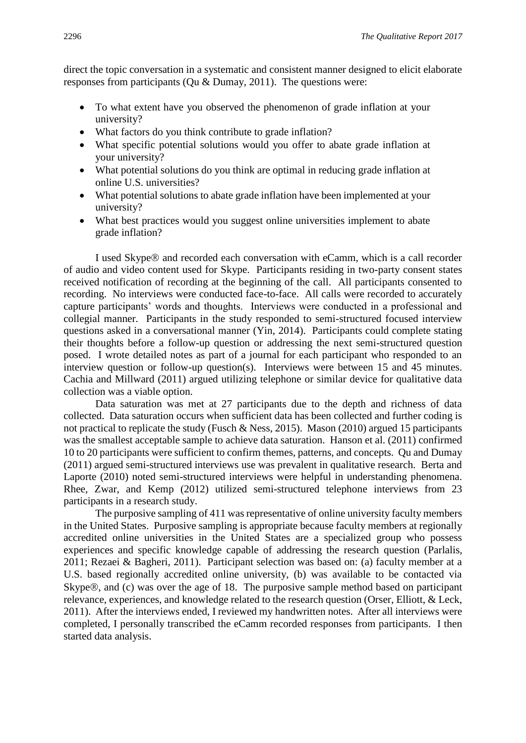direct the topic conversation in a systematic and consistent manner designed to elicit elaborate responses from participants (Qu & Dumay, 2011). The questions were:

- To what extent have you observed the phenomenon of grade inflation at your university?
- What factors do you think contribute to grade inflation?
- What specific potential solutions would you offer to abate grade inflation at your university?
- What potential solutions do you think are optimal in reducing grade inflation at online U.S. universities?
- What potential solutions to abate grade inflation have been implemented at your university?
- What best practices would you suggest online universities implement to abate grade inflation?

I used Skype® and recorded each conversation with eCamm, which is a call recorder of audio and video content used for Skype. Participants residing in two-party consent states received notification of recording at the beginning of the call. All participants consented to recording. No interviews were conducted face-to-face. All calls were recorded to accurately capture participants' words and thoughts. Interviews were conducted in a professional and collegial manner. Participants in the study responded to semi-structured focused interview questions asked in a conversational manner (Yin, 2014). Participants could complete stating their thoughts before a follow-up question or addressing the next semi-structured question posed. I wrote detailed notes as part of a journal for each participant who responded to an interview question or follow-up question(s). Interviews were between 15 and 45 minutes. Cachia and Millward (2011) argued utilizing telephone or similar device for qualitative data collection was a viable option.

Data saturation was met at 27 participants due to the depth and richness of data collected. Data saturation occurs when sufficient data has been collected and further coding is not practical to replicate the study (Fusch & Ness, 2015). Mason (2010) argued 15 participants was the smallest acceptable sample to achieve data saturation. Hanson et al. (2011) confirmed 10 to 20 participants were sufficient to confirm themes, patterns, and concepts. Qu and Dumay (2011) argued semi-structured interviews use was prevalent in qualitative research. Berta and Laporte (2010) noted semi-structured interviews were helpful in understanding phenomena. Rhee, Zwar, and Kemp (2012) utilized semi-structured telephone interviews from 23 participants in a research study.

The purposive sampling of 411 was representative of online university faculty members in the United States. Purposive sampling is appropriate because faculty members at regionally accredited online universities in the United States are a specialized group who possess experiences and specific knowledge capable of addressing the research question (Parlalis, 2011; Rezaei & Bagheri, 2011). Participant selection was based on: (a) faculty member at a U.S. based regionally accredited online university, (b) was available to be contacted via Skype®, and (c) was over the age of 18. The purposive sample method based on participant relevance, experiences, and knowledge related to the research question (Orser, Elliott, & Leck, 2011). After the interviews ended, I reviewed my handwritten notes. After all interviews were completed, I personally transcribed the eCamm recorded responses from participants. I then started data analysis.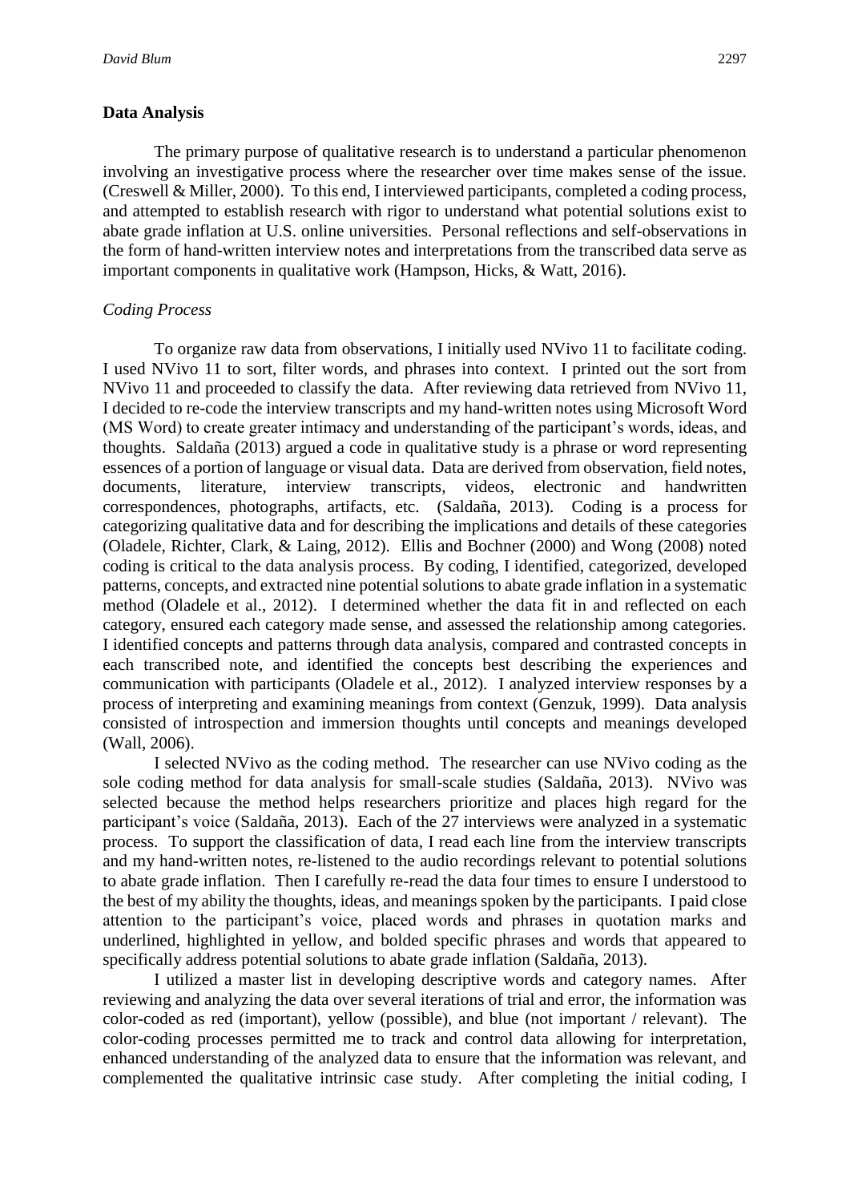## Data Analysis

The primary purpose of qualitative research is to understand a particular phenomenon involving an investigative process where the researcher over time makes sense of the issue. (Creswell & Miller, 2000). To this end, I interviewed participants, completed a coding process, and attempted to establish research with rigor to understand what potential solutions exist to abate grade inflation at U.S. online universities. Personal reflections and self-observations in the form of hand-written interview notes and interpretations from the transcribed data serve as important components in qualitative work (Hampson, Hicks, & Watt, 2016).

### *Coding Process*

To organize raw data from observations, I initially used NVivo 11 to facilitate coding. I used NVivo 11 to sort, filter words, and phrases into context. I printed out the sort from NVivo 11 and proceeded to classify the data. After reviewing data retrieved from NVivo 11, I decided to re-code the interview transcripts and my hand-written notes using Microsoft Word (MS Word) to create greater intimacy and understanding of the participant's words, ideas, and thoughts. Saldaña (2013) argued a code in qualitative study is a phrase or word representing essences of a portion of language or visual data. Data are derived from observation, field notes, documents, literature, interview transcripts, videos, electronic and handwritten correspondences, photographs, artifacts, etc. (Saldaña, 2013). Coding is a process for categorizing qualitative data and for describing the implications and details of these categories (Oladele, Richter, Clark, & Laing, 2012). Ellis and Bochner (2000) and Wong (2008) noted coding is critical to the data analysis process. By coding, I identified, categorized, developed patterns, concepts, and extracted nine potential solutions to abate grade inflation in a systematic method (Oladele et al., 2012). I determined whether the data fit in and reflected on each category, ensured each category made sense, and assessed the relationship among categories. I identified concepts and patterns through data analysis, compared and contrasted concepts in each transcribed note, and identified the concepts best describing the experiences and communication with participants (Oladele et al., 2012). I analyzed interview responses by a process of interpreting and examining meanings from context (Genzuk, 1999). Data analysis consisted of introspection and immersion thoughts until concepts and meanings developed (Wall, 2006).

I selected NVivo as the coding method. The researcher can use NVivo coding as the sole coding method for data analysis for small-scale studies (Saldaña, 2013). NVivo was selected because the method helps researchers prioritize and places high regard for the participant's voice (Saldaña, 2013). Each of the 27 interviews were analyzed in a systematic process. To support the classification of data, I read each line from the interview transcripts and my hand-written notes, re-listened to the audio recordings relevant to potential solutions to abate grade inflation. Then I carefully re-read the data four times to ensure I understood to the best of my ability the thoughts, ideas, and meanings spoken by the participants. I paid close attention to the participant's voice, placed words and phrases in quotation marks and underlined, highlighted in yellow, and bolded specific phrases and words that appeared to specifically address potential solutions to abate grade inflation (Saldaña, 2013).

I utilized a master list in developing descriptive words and category names. After reviewing and analyzing the data over several iterations of trial and error, the information was color-coded as red (important), yellow (possible), and blue (not important / relevant). The color-coding processes permitted me to track and control data allowing for interpretation, enhanced understanding of the analyzed data to ensure that the information was relevant, and complemented the qualitative intrinsic case study. After completing the initial coding, I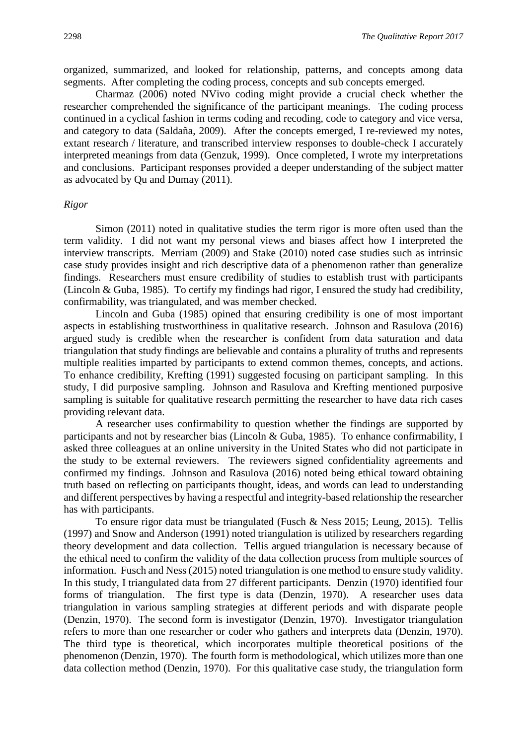organized, summarized, and looked for relationship, patterns, and concepts among data segments. After completing the coding process, concepts and sub concepts emerged.

Charmaz (2006) noted NVivo coding might provide a crucial check whether the researcher comprehended the significance of the participant meanings. The coding process continued in a cyclical fashion in terms coding and recoding, code to category and vice versa, and category to data (Saldaña, 2009). After the concepts emerged, I re-reviewed my notes, extant research / literature, and transcribed interview responses to double-check I accurately interpreted meanings from data (Genzuk, 1999). Once completed, I wrote my interpretations and conclusions. Participant responses provided a deeper understanding of the subject matter as advocated by Qu and Dumay (2011).

*Rigor*

Simon (2011) noted in qualitative studies the term rigor is more often used than the term validity. I did not want my personal views and biases affect how I interpreted the interview transcripts. Merriam (2009) and Stake (2010) noted case studies such as intrinsic case study provides insight and rich descriptive data of a phenomenon rather than generalize findings. Researchers must ensure credibility of studies to establish trust with participants (Lincoln & Guba, 1985). To certify my findings had rigor, I ensured the study had credibility, confirmability, was triangulated, and was member checked.

Lincoln and Guba (1985) opined that ensuring credibility is one of most important aspects in establishing trustworthiness in qualitative research. Johnson and Rasulova (2016) argued study is credible when the researcher is confident from data saturation and data triangulation that study findings are believable and contains a plurality of truths and represents multiple realities imparted by participants to extend common themes, concepts, and actions. To enhance credibility, Krefting (1991) suggested focusing on participant sampling. In this study, I did purposive sampling. Johnson and Rasulova and Krefting mentioned purposive sampling is suitable for qualitative research permitting the researcher to have data rich cases providing relevant data.

A researcher uses confirmability to question whether the findings are supported by participants and not by researcher bias (Lincoln & Guba, 1985). To enhance confirmability, I asked three colleagues at an online university in the United States who did not participate in the study to be external reviewers. The reviewers signed confidentiality agreements and confirmed my findings. Johnson and Rasulova (2016) noted being ethical toward obtaining truth based on reflecting on participants thought, ideas, and words can lead to understanding and different perspectives by having a respectful and integrity-based relationship the researcher has with participants.

To ensure rigor data must be triangulated (Fusch & Ness 2015; Leung, 2015). Tellis (1997) and Snow and Anderson (1991) noted triangulation is utilized by researchers regarding theory development and data collection. Tellis argued triangulation is necessary because of the ethical need to confirm the validity of the data collection process from multiple sources of information. Fusch and Ness (2015) noted triangulation is one method to ensure study validity. In this study, I triangulated data from 27 different participants. Denzin (1970) identified four forms of triangulation. The first type is data (Denzin, 1970). A researcher uses data triangulation in various sampling strategies at different periods and with disparate people (Denzin, 1970). The second form is investigator (Denzin, 1970). Investigator triangulation refers to more than one researcher or coder who gathers and interprets data (Denzin, 1970). The third type is theoretical, which incorporates multiple theoretical positions of the phenomenon (Denzin, 1970). The fourth form is methodological, which utilizes more than one data collection method (Denzin, 1970). For this qualitative case study, the triangulation form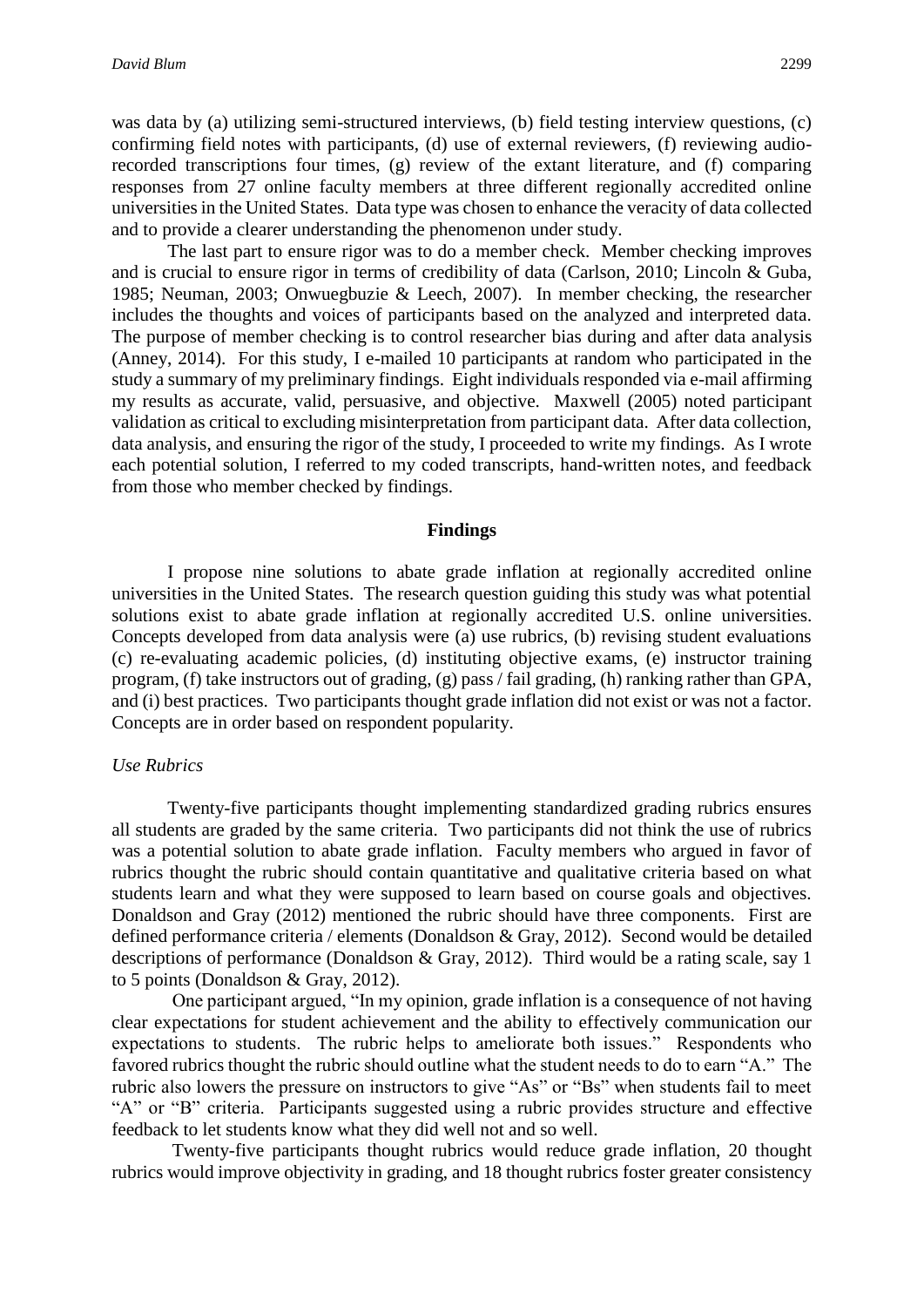was data by (a) utilizing semi-structured interviews, (b) field testing interview questions, (c) confirming field notes with participants, (d) use of external reviewers, (f) reviewing audio-recorded transcriptions four times, (g) review of the extant literature, and (f) comparing responses from 27 online faculty members at three different regionally accredited online universities in the United States. Data type was chosen to enhance the veracity of data collected and to provide a clearer understanding the phenomenon under study.

The last part to ensure rigor was to do a member check. Member checking improves and is crucial to ensure rigor in terms of credibility of data (Carlson, 2010; Lincoln & Guba, 1985; Neuman, 2003; Onwuegbuzie & Leech, 2007). In member checking, the researcher includes the thoughts and voices of participants based on the analyzed and interpreted data. The purpose of member checking is to control researcher bias during and after data analysis (Anney, 2014). For this study, I e-mailed 10 participants at random who participated in the study a summary of my preliminary findings. Eight individuals responded via e-mail affirming my results as accurate, valid, persuasive, and objective. Maxwell (2005) noted participant validation as critical to excluding misinterpretation from participant data. After data collection, data analysis, and ensuring the rigor of the study, I proceeded to write my findings. As I wrote each potential solution, I referred to my coded transcripts, hand-written notes, and feedback from those who member checked by findings.

## Findings

I propose nine solutions to abate grade inflation at regionally accredited online universities in the United States. The research question guiding this study was what potential solutions exist to abate grade inflation at regionally accredited U.S. online universities. Concepts developed from data analysis were (a) use rubrics, (b) revising student evaluations (c) re-evaluating academic policies, (d) instituting objective exams, (e) instructor training program, (f) take instructors out of grading, (g) pass / fail grading, (h) ranking rather than GPA, and (i) best practices. Two participants thought grade inflation did not exist or was not a factor. Concepts are in order based on respondent popularity.

### *Use Rubrics*

Twenty-five participants thought implementing standardized grading rubrics ensures all students are graded by the same criteria. Two participants did not think the use of rubrics was a potential solution to abate grade inflation. Faculty members who argued in favor of rubrics thought the rubric should contain quantitative and qualitative criteria based on what students learn and what they were supposed to learn based on course goals and objectives. Donaldson and Gray (2012) mentioned the rubric should have three components. First are defined performance criteria / elements (Donaldson & Gray, 2012). Second would be detailed descriptions of performance (Donaldson & Gray, 2012). Third would be a rating scale, say 1 to 5 points (Donaldson & Gray, 2012).

One participant argued, "In my opinion, grade inflation is a consequence of not having clear expectations for student achievement and the ability to effectively communication our expectations to students. The rubric helps to ameliorate both issues." Respondents who favored rubrics thought the rubric should outline what the student needs to do to earn "A." The rubric also lowers the pressure on instructors to give "As" or "Bs" when students fail to meet "A" or "B" criteria. Participants suggested using a rubric provides structure and effective feedback to let students know what they did well not and so well.

Twenty-five participants thought rubrics would reduce grade inflation, 20 thought rubrics would improve objectivity in grading, and 18 thought rubrics foster greater consistency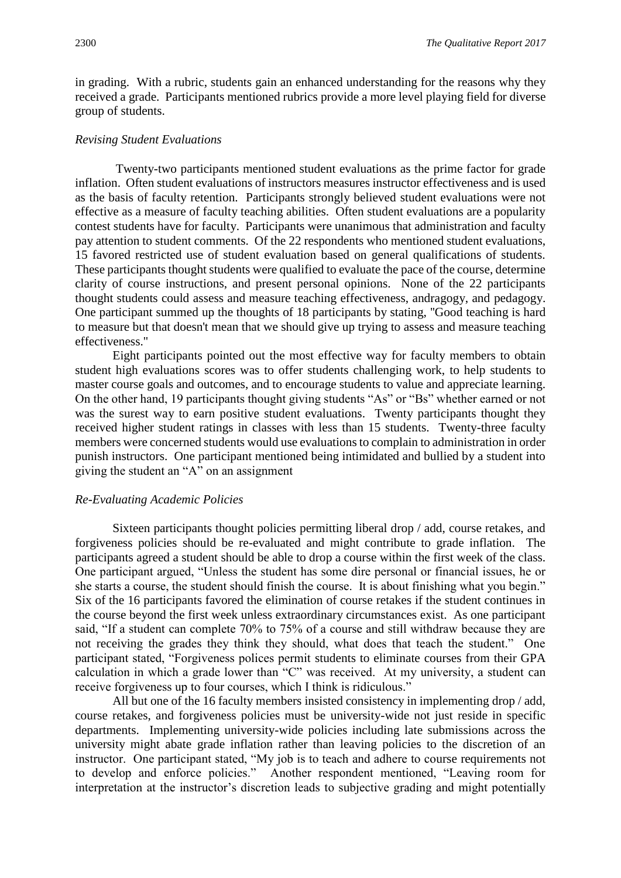in grading. With a rubric, students gain an enhanced understanding for the reasons why they received a grade. Participants mentioned rubrics provide a more level playing field for diverse group of students.

*Revising Student Evaluations*

Twenty-two participants mentioned student evaluations as the prime factor for grade inflation. Often student evaluations of instructors measures instructor effectiveness and is used as the basis of faculty retention. Participants strongly believed student evaluations were not effective as a measure of faculty teaching abilities. Often student evaluations are a popularity contest students have for faculty. Participants were unanimous that administration and faculty pay attention to student comments. Of the 22 respondents who mentioned student evaluations, 15 favored restricted use of student evaluation based on general qualifications of students. These participants thought students were qualified to evaluate the pace of the course, determine clarity of course instructions, and present personal opinions. None of the 22 participants thought students could assess and measure teaching effectiveness, andragogy, and pedagogy. One participant summed up the thoughts of 18 participants by stating, "Good teaching is hard to measure but that doesn't mean that we should give up trying to assess and measure teaching effectiveness."

Eight participants pointed out the most effective way for faculty members to obtain student high evaluations scores was to offer students challenging work, to help students to master course goals and outcomes, and to encourage students to value and appreciate learning. On the other hand, 19 participants thought giving students "As" or "Bs" whether earned or not was the surest way to earn positive student evaluations. Twenty participants thought they received higher student ratings in classes with less than 15 students. Twenty-three faculty members were concerned students would use evaluations to complain to administration in order punish instructors. One participant mentioned being intimidated and bullied by a student into giving the student an "A" on an assignment

*Re-Evaluating Academic Policies*

Sixteen participants thought policies permitting liberal drop / add, course retakes, and forgiveness policies should be re-evaluated and might contribute to grade inflation. The participants agreed a student should be able to drop a course within the first week of the class. One participant argued, "Unless the student has some dire personal or financial issues, he or she starts a course, the student should finish the course. It is about finishing what you begin." Six of the 16 participants favored the elimination of course retakes if the student continues in the course beyond the first week unless extraordinary circumstances exist. As one participant said, "If a student can complete 70% to 75% of a course and still withdraw because they are not receiving the grades they think they should, what does that teach the student." One participant stated, "Forgiveness polices permit students to eliminate courses from their GPA calculation in which a grade lower than "C" was received. At my university, a student can receive forgiveness up to four courses, which I think is ridiculous."

All but one of the 16 faculty members insisted consistency in implementing drop / add, course retakes, and forgiveness policies must be university-wide not just reside in specific departments. Implementing university-wide policies including late submissions across the university might abate grade inflation rather than leaving policies to the discretion of an instructor. One participant stated, "My job is to teach and adhere to course requirements not to develop and enforce policies." Another respondent mentioned, "Leaving room for interpretation at the instructor's discretion leads to subjective grading and might potentially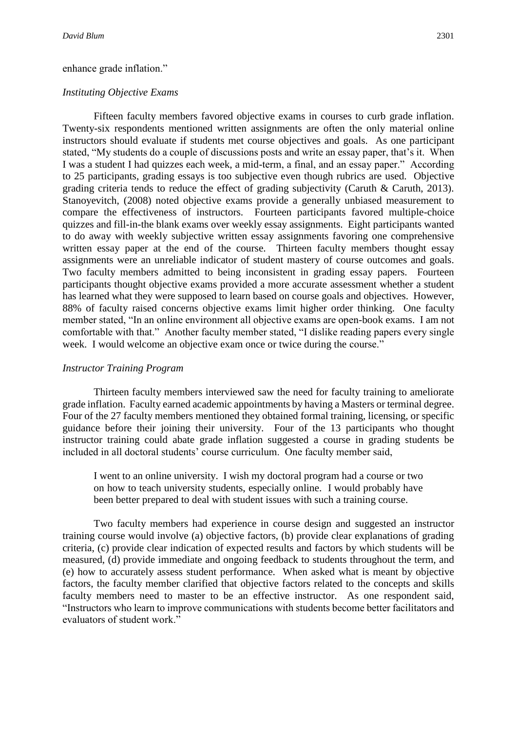enhance grade inflation."

*Instituting Objective Exams*

Fifteen faculty members favored objective exams in courses to curb grade inflation. Twenty-six respondents mentioned written assignments are often the only material online instructors should evaluate if students met course objectives and goals. As one participant stated, "My students do a couple of discussions posts and write an essay paper, that's it. When I was a student I had quizzes each week, a mid-term, a final, and an essay paper." According to 25 participants, grading essays is too subjective even though rubrics are used. Objective grading criteria tends to reduce the effect of grading subjectivity (Caruth & Caruth, 2013). Stanoyevitch, (2008) noted objective exams provide a generally unbiased measurement to compare the effectiveness of instructors. Fourteen participants favored multiple-choice quizzes and fill-in-the blank exams over weekly essay assignments. Eight participants wanted to do away with weekly subjective written essay assignments favoring one comprehensive written essay paper at the end of the course. Thirteen faculty members thought essay assignments were an unreliable indicator of student mastery of course outcomes and goals. Two faculty members admitted to being inconsistent in grading essay papers. Fourteen participants thought objective exams provided a more accurate assessment whether a student has learned what they were supposed to learn based on course goals and objectives. However, 88% of faculty raised concerns objective exams limit higher order thinking. One faculty member stated, "In an online environment all objective exams are open-book exams. I am not comfortable with that." Another faculty member stated, "I dislike reading papers every single week. I would welcome an objective exam once or twice during the course."

*Instructor Training Program*

Thirteen faculty members interviewed saw the need for faculty training to ameliorate grade inflation. Faculty earned academic appointments by having a Masters or terminal degree. Four of the 27 faculty members mentioned they obtained formal training, licensing, or specific guidance before their joining their university. Four of the 13 participants who thought instructor training could abate grade inflation suggested a course in grading students be included in all doctoral students' course curriculum. One faculty member said,

> I went to an online university. I wish my doctoral program had a course or two on how to teach university students, especially online. I would probably have been better prepared to deal with student issues with such a training course.

Two faculty members had experience in course design and suggested an instructor training course would involve (a) objective factors, (b) provide clear explanations of grading criteria, (c) provide clear indication of expected results and factors by which students will be measured, (d) provide immediate and ongoing feedback to students throughout the term, and (e) how to accurately assess student performance. When asked what is meant by objective factors, the faculty member clarified that objective factors related to the concepts and skills faculty members need to master to be an effective instructor. As one respondent said, "Instructors who learn to improve communications with students become better facilitators and evaluators of student work."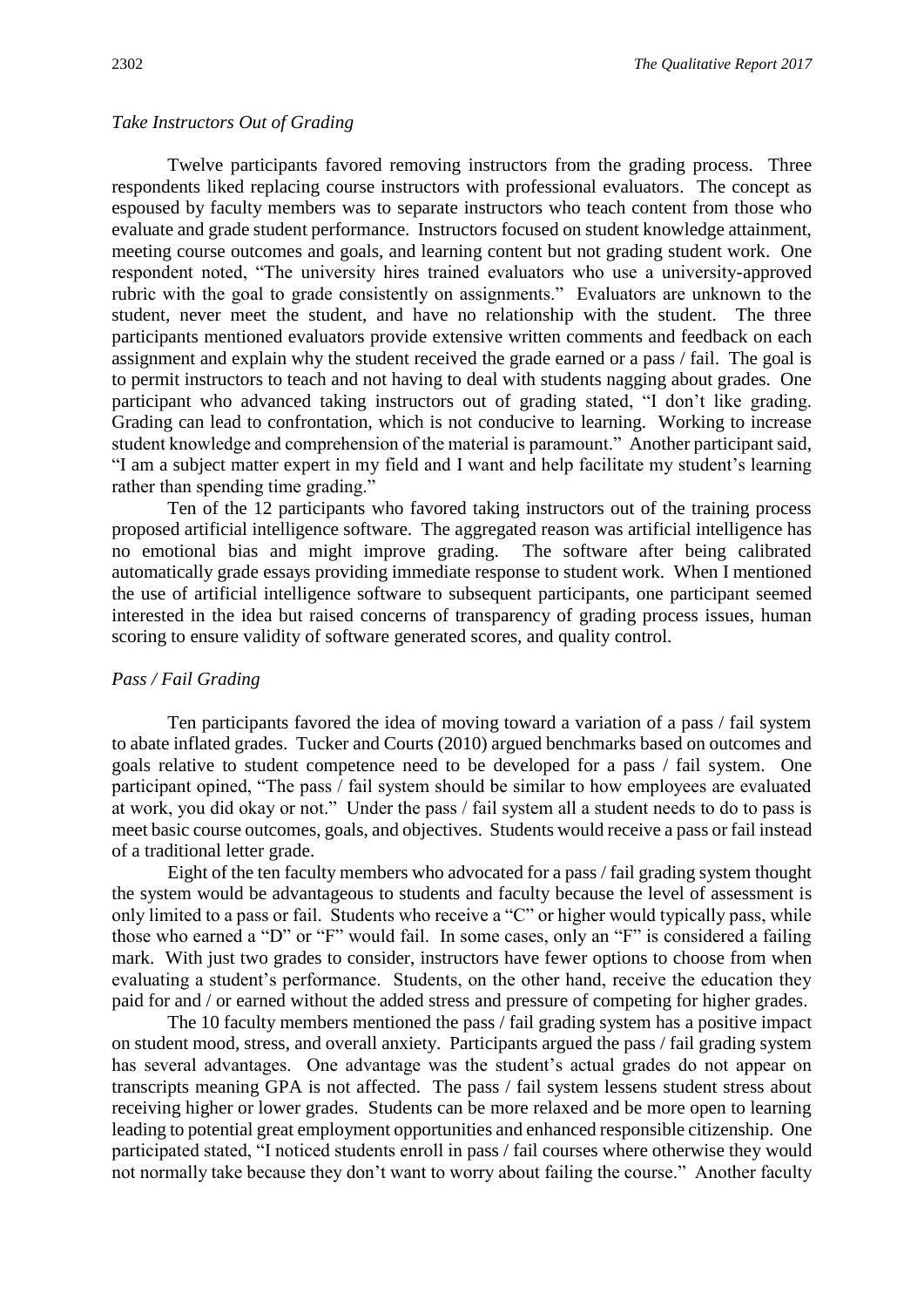*Take Instructors Out of Grading*

Twelve participants favored removing instructors from the grading process. Three respondents liked replacing course instructors with professional evaluators. The concept as espoused by faculty members was to separate instructors who teach content from those who evaluate and grade student performance. Instructors focused on student knowledge attainment, meeting course outcomes and goals, and learning content but not grading student work. One respondent noted, "The university hires trained evaluators who use a university-approved rubric with the goal to grade consistently on assignments." Evaluators are unknown to the student, never meet the student, and have no relationship with the student. The three participants mentioned evaluators provide extensive written comments and feedback on each assignment and explain why the student received the grade earned or a pass / fail. The goal is to permit instructors to teach and not having to deal with students nagging about grades. One participant who advanced taking instructors out of grading stated, "I don't like grading. Grading can lead to confrontation, which is not conducive to learning. Working to increase student knowledge and comprehension of the material is paramount." Another participant said, "I am a subject matter expert in my field and I want and help facilitate my student's learning rather than spending time grading."

Ten of the 12 participants who favored taking instructors out of the training process proposed artificial intelligence software. The aggregated reason was artificial intelligence has no emotional bias and might improve grading. The software after being calibrated automatically grade essays providing immediate response to student work. When I mentioned the use of artificial intelligence software to subsequent participants, one participant seemed interested in the idea but raised concerns of transparency of grading process issues, human scoring to ensure validity of software generated scores, and quality control.

*Pass / Fail Grading*

Ten participants favored the idea of moving toward a variation of a pass / fail system to abate inflated grades. Tucker and Courts (2010) argued benchmarks based on outcomes and goals relative to student competence need to be developed for a pass / fail system. One participant opined, "The pass / fail system should be similar to how employees are evaluated at work, you did okay or not." Under the pass / fail system all a student needs to do to pass is meet basic course outcomes, goals, and objectives. Students would receive a pass or fail instead of a traditional letter grade.

Eight of the ten faculty members who advocated for a pass / fail grading system thought the system would be advantageous to students and faculty because the level of assessment is only limited to a pass or fail. Students who receive a "C" or higher would typically pass, while those who earned a "D" or "F" would fail. In some cases, only an "F" is considered a failing mark. With just two grades to consider, instructors have fewer options to choose from when evaluating a student's performance. Students, on the other hand, receive the education they paid for and / or earned without the added stress and pressure of competing for higher grades.

The 10 faculty members mentioned the pass / fail grading system has a positive impact on student mood, stress, and overall anxiety. Participants argued the pass / fail grading system has several advantages. One advantage was the student's actual grades do not appear on transcripts meaning GPA is not affected. The pass / fail system lessens student stress about receiving higher or lower grades. Students can be more relaxed and be more open to learning leading to potential great employment opportunities and enhanced responsible citizenship. One participated stated, "I noticed students enroll in pass / fail courses where otherwise they would not normally take because they don't want to worry about failing the course." Another faculty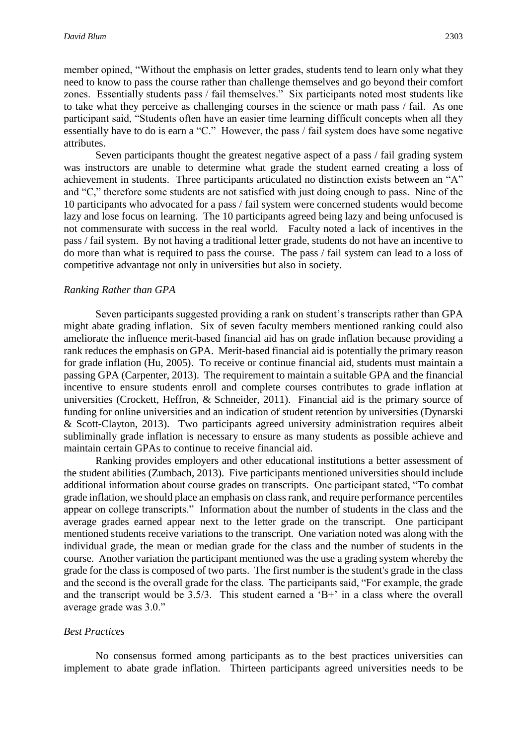member opined, "Without the emphasis on letter grades, students tend to learn only what they need to know to pass the course rather than challenge themselves and go beyond their comfort zones. Essentially students pass / fail themselves." Six participants noted most students like to take what they perceive as challenging courses in the science or math pass / fail. As one participant said, "Students often have an easier time learning difficult concepts when all they essentially have to do is earn a "C." However, the pass / fail system does have some negative attributes.

Seven participants thought the greatest negative aspect of a pass / fail grading system was instructors are unable to determine what grade the student earned creating a loss of achievement in students. Three participants articulated no distinction exists between an "A" and "C," therefore some students are not satisfied with just doing enough to pass. Nine of the 10 participants who advocated for a pass / fail system were concerned students would become lazy and lose focus on learning. The 10 participants agreed being lazy and being unfocused is not commensurate with success in the real world. Faculty noted a lack of incentives in the pass / fail system. By not having a traditional letter grade, students do not have an incentive to do more than what is required to pass the course. The pass / fail system can lead to a loss of competitive advantage not only in universities but also in society.

### *Ranking Rather than GPA*

Seven participants suggested providing a rank on student's transcripts rather than GPA might abate grading inflation. Six of seven faculty members mentioned ranking could also ameliorate the influence merit-based financial aid has on grade inflation because providing a rank reduces the emphasis on GPA. Merit-based financial aid is potentially the primary reason for grade inflation (Hu, 2005). To receive or continue financial aid, students must maintain a passing GPA (Carpenter, 2013). The requirement to maintain a suitable GPA and the financial incentive to ensure students enroll and complete courses contributes to grade inflation at universities (Crockett, Heffron, & Schneider, 2011). Financial aid is the primary source of funding for online universities and an indication of student retention by universities (Dynarski & Scott-Clayton, 2013). Two participants agreed university administration requires albeit subliminally grade inflation is necessary to ensure as many students as possible achieve and maintain certain GPAs to continue to receive financial aid.

Ranking provides employers and other educational institutions a better assessment of the student abilities (Zumbach, 2013). Five participants mentioned universities should include additional information about course grades on transcripts. One participant stated, "To combat grade inflation, we should place an emphasis on class rank, and require performance percentiles appear on college transcripts." Information about the number of students in the class and the average grades earned appear next to the letter grade on the transcript. One participant mentioned students receive variations to the transcript. One variation noted was along with the individual grade, the mean or median grade for the class and the number of students in the course. Another variation the participant mentioned was the use a grading system whereby the grade for the class is composed of two parts. The first number is the student's grade in the class and the second is the overall grade for the class. The participants said, "For example, the grade and the transcript would be 3.5/3. This student earned a 'B+' in a class where the overall average grade was 3.0."

### *Best Practices*

No consensus formed among participants as to the best practices universities can implement to abate grade inflation. Thirteen participants agreed universities needs to be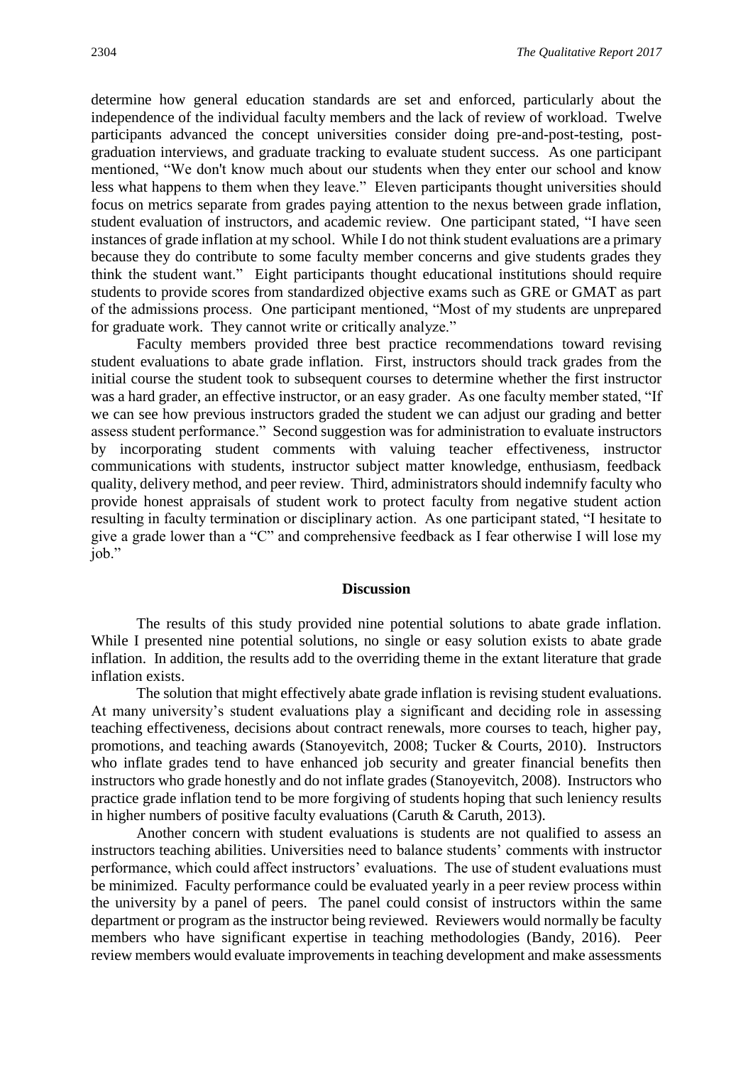determine how general education standards are set and enforced, particularly about the independence of the individual faculty members and the lack of review of workload. Twelve participants advanced the concept universities consider doing pre-and-post-testing, post-graduation interviews, and graduate tracking to evaluate student success. As one participant mentioned, "We don't know much about our students when they enter our school and know less what happens to them when they leave." Eleven participants thought universities should focus on metrics separate from grades paying attention to the nexus between grade inflation, student evaluation of instructors, and academic review. One participant stated, "I have seen instances of grade inflation at my school. While I do not think student evaluations are a primary because they do contribute to some faculty member concerns and give students grades they think the student want." Eight participants thought educational institutions should require students to provide scores from standardized objective exams such as GRE or GMAT as part of the admissions process. One participant mentioned, "Most of my students are unprepared for graduate work. They cannot write or critically analyze."

Faculty members provided three best practice recommendations toward revising student evaluations to abate grade inflation. First, instructors should track grades from the initial course the student took to subsequent courses to determine whether the first instructor was a hard grader, an effective instructor, or an easy grader. As one faculty member stated, "If we can see how previous instructors graded the student we can adjust our grading and better assess student performance." Second suggestion was for administration to evaluate instructors by incorporating student comments with valuing teacher effectiveness, instructor communications with students, instructor subject matter knowledge, enthusiasm, feedback quality, delivery method, and peer review. Third, administrators should indemnify faculty who provide honest appraisals of student work to protect faculty from negative student action resulting in faculty termination or disciplinary action. As one participant stated, "I hesitate to give a grade lower than a "C" and comprehensive feedback as I fear otherwise I will lose my job."

## Discussion

The results of this study provided nine potential solutions to abate grade inflation. While I presented nine potential solutions, no single or easy solution exists to abate grade inflation. In addition, the results add to the overriding theme in the extant literature that grade inflation exists.

The solution that might effectively abate grade inflation is revising student evaluations. At many university's student evaluations play a significant and deciding role in assessing teaching effectiveness, decisions about contract renewals, more courses to teach, higher pay, promotions, and teaching awards (Stanoyevitch, 2008; Tucker & Courts, 2010). Instructors who inflate grades tend to have enhanced job security and greater financial benefits then instructors who grade honestly and do not inflate grades (Stanoyevitch, 2008). Instructors who practice grade inflation tend to be more forgiving of students hoping that such leniency results in higher numbers of positive faculty evaluations (Caruth & Caruth, 2013).

Another concern with student evaluations is students are not qualified to assess an instructors teaching abilities. Universities need to balance students' comments with instructor performance, which could affect instructors' evaluations. The use of student evaluations must be minimized. Faculty performance could be evaluated yearly in a peer review process within the university by a panel of peers. The panel could consist of instructors within the same department or program as the instructor being reviewed. Reviewers would normally be faculty members who have significant expertise in teaching methodologies (Bandy, 2016). Peer review members would evaluate improvements in teaching development and make assessments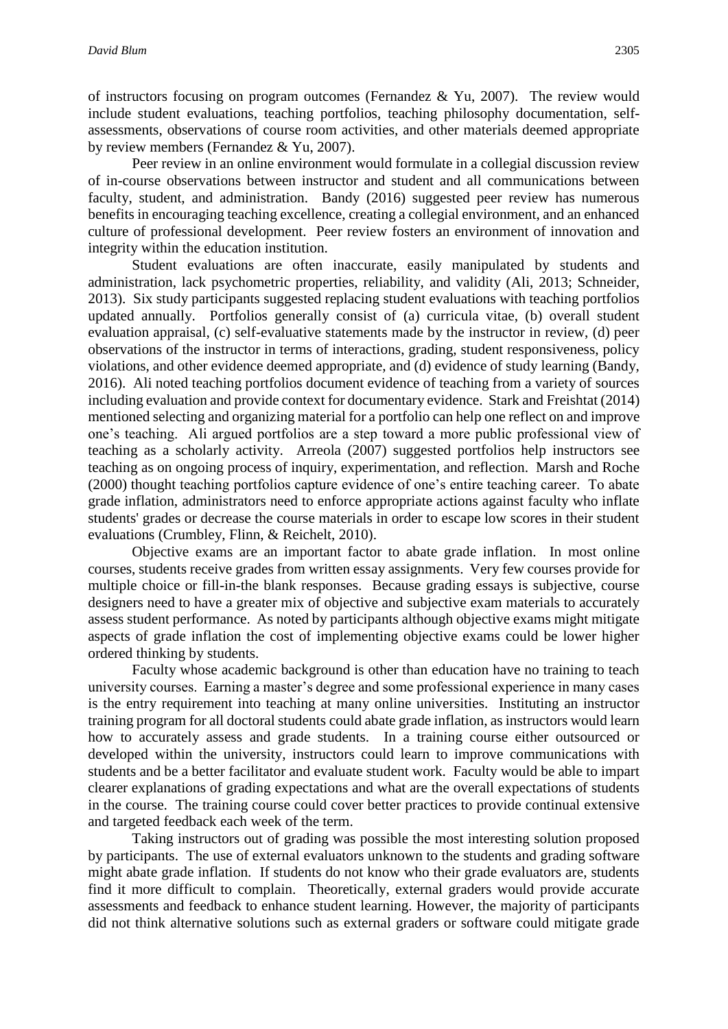of instructors focusing on program outcomes (Fernandez & Yu, 2007). The review would include student evaluations, teaching portfolios, teaching philosophy documentation, self-assessments, observations of course room activities, and other materials deemed appropriate by review members (Fernandez & Yu, 2007).

Peer review in an online environment would formulate in a collegial discussion review of in-course observations between instructor and student and all communications between faculty, student, and administration. Bandy (2016) suggested peer review has numerous benefits in encouraging teaching excellence, creating a collegial environment, and an enhanced culture of professional development. Peer review fosters an environment of innovation and integrity within the education institution.

Student evaluations are often inaccurate, easily manipulated by students and administration, lack psychometric properties, reliability, and validity (Ali, 2013; Schneider, 2013). Six study participants suggested replacing student evaluations with teaching portfolios updated annually. Portfolios generally consist of (a) curricula vitae, (b) overall student evaluation appraisal, (c) self-evaluative statements made by the instructor in review, (d) peer observations of the instructor in terms of interactions, grading, student responsiveness, policy violations, and other evidence deemed appropriate, and (d) evidence of study learning (Bandy, 2016). Ali noted teaching portfolios document evidence of teaching from a variety of sources including evaluation and provide context for documentary evidence. Stark and Freishtat (2014) mentioned selecting and organizing material for a portfolio can help one reflect on and improve one's teaching. Ali argued portfolios are a step toward a more public professional view of teaching as a scholarly activity. Arreola (2007) suggested portfolios help instructors see teaching as on ongoing process of inquiry, experimentation, and reflection. Marsh and Roche (2000) thought teaching portfolios capture evidence of one's entire teaching career. To abate grade inflation, administrators need to enforce appropriate actions against faculty who inflate students' grades or decrease the course materials in order to escape low scores in their student evaluations (Crumbley, Flinn, & Reichelt, 2010).

Objective exams are an important factor to abate grade inflation. In most online courses, students receive grades from written essay assignments. Very few courses provide for multiple choice or fill-in-the blank responses. Because grading essays is subjective, course designers need to have a greater mix of objective and subjective exam materials to accurately assess student performance. As noted by participants although objective exams might mitigate aspects of grade inflation the cost of implementing objective exams could be lower higher ordered thinking by students.

Faculty whose academic background is other than education have no training to teach university courses. Earning a master's degree and some professional experience in many cases is the entry requirement into teaching at many online universities. Instituting an instructor training program for all doctoral students could abate grade inflation, as instructors would learn how to accurately assess and grade students. In a training course either outsourced or developed within the university, instructors could learn to improve communications with students and be a better facilitator and evaluate student work. Faculty would be able to impart clearer explanations of grading expectations and what are the overall expectations of students in the course. The training course could cover better practices to provide continual extensive and targeted feedback each week of the term.

Taking instructors out of grading was possible the most interesting solution proposed by participants. The use of external evaluators unknown to the students and grading software might abate grade inflation. If students do not know who their grade evaluators are, students find it more difficult to complain. Theoretically, external graders would provide accurate assessments and feedback to enhance student learning. However, the majority of participants did not think alternative solutions such as external graders or software could mitigate grade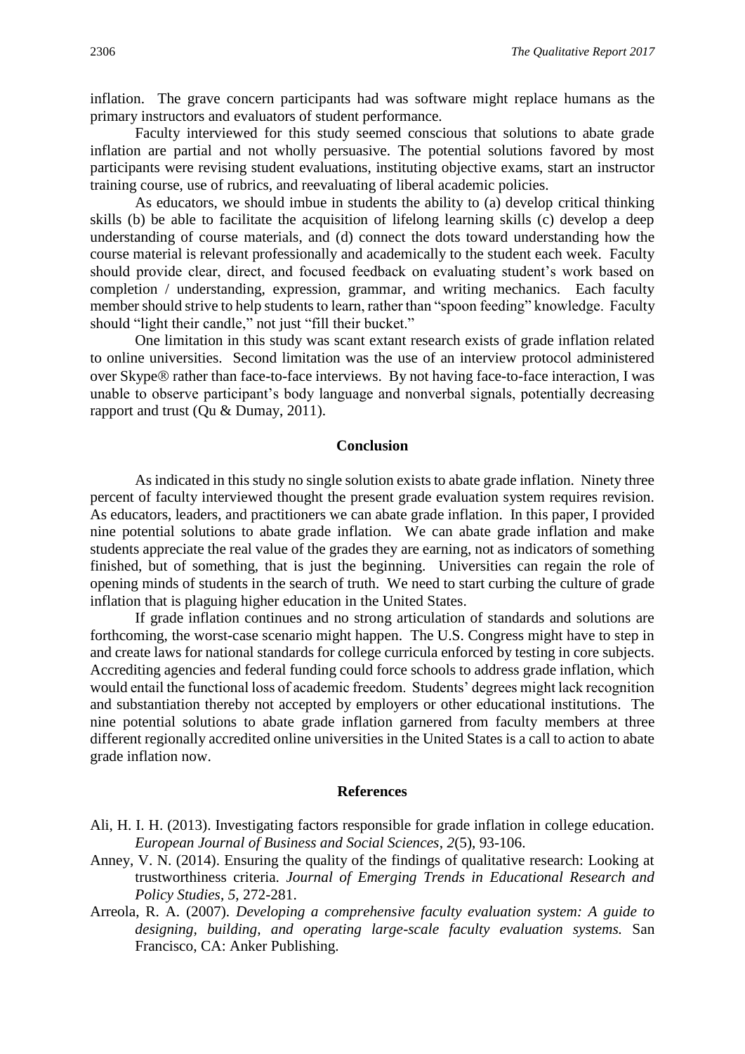inflation. The grave concern participants had was software might replace humans as the primary instructors and evaluators of student performance.

Faculty interviewed for this study seemed conscious that solutions to abate grade inflation are partial and not wholly persuasive. The potential solutions favored by most participants were revising student evaluations, instituting objective exams, start an instructor training course, use of rubrics, and reevaluating of liberal academic policies.

As educators, we should imbue in students the ability to (a) develop critical thinking skills (b) be able to facilitate the acquisition of lifelong learning skills (c) develop a deep understanding of course materials, and (d) connect the dots toward understanding how the course material is relevant professionally and academically to the student each week. Faculty should provide clear, direct, and focused feedback on evaluating student's work based on completion / understanding, expression, grammar, and writing mechanics. Each faculty member should strive to help students to learn, rather than "spoon feeding" knowledge. Faculty should "light their candle," not just "fill their bucket."

One limitation in this study was scant extant research exists of grade inflation related to online universities. Second limitation was the use of an interview protocol administered over Skype® rather than face-to-face interviews. By not having face-to-face interaction, I was unable to observe participant's body language and nonverbal signals, potentially decreasing rapport and trust (Qu & Dumay, 2011).

## Conclusion

As indicated in this study no single solution exists to abate grade inflation. Ninety three percent of faculty interviewed thought the present grade evaluation system requires revision. As educators, leaders, and practitioners we can abate grade inflation. In this paper, I provided nine potential solutions to abate grade inflation. We can abate grade inflation and make students appreciate the real value of the grades they are earning, not as indicators of something finished, but of something, that is just the beginning. Universities can regain the role of opening minds of students in the search of truth. We need to start curbing the culture of grade inflation that is plaguing higher education in the United States.

If grade inflation continues and no strong articulation of standards and solutions are forthcoming, the worst-case scenario might happen. The U.S. Congress might have to step in and create laws for national standards for college curricula enforced by testing in core subjects. Accrediting agencies and federal funding could force schools to address grade inflation, which would entail the functional loss of academic freedom. Students' degrees might lack recognition and substantiation thereby not accepted by employers or other educational institutions. The nine potential solutions to abate grade inflation garnered from faculty members at three different regionally accredited online universities in the United States is a call to action to abate grade inflation now.

## References

Ali, H. I. H. (2013). Investigating factors responsible for grade inflation in college education. *European Journal of Business and Social Sciences*, *2*(5), 93-106.

Anney, V. N. (2014). Ensuring the quality of the findings of qualitative research: Looking at trustworthiness criteria. *Journal of Emerging Trends in Educational Research and Policy Studies*, *5*, 272-281.

Arreola, R. A. (2007). *Developing a comprehensive faculty evaluation system: A guide to designing, building, and operating large-scale faculty evaluation systems.* San Francisco, CA: Anker Publishing.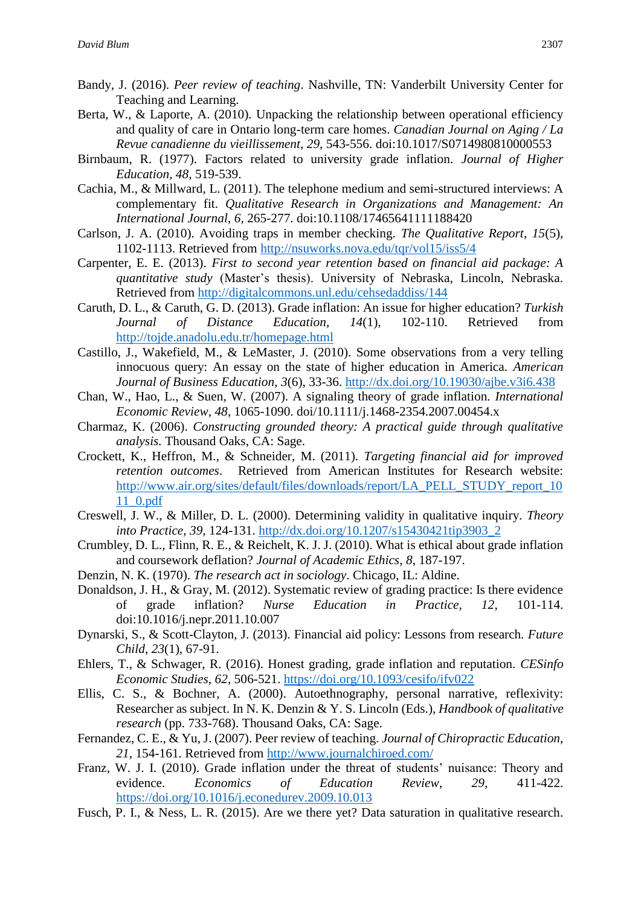Bandy, J. (2016). *Peer review of teaching*. Nashville, TN: Vanderbilt University Center for Teaching and Learning.

Berta, W., & Laporte, A. (2010). Unpacking the relationship between operational efficiency and quality of care in Ontario long-term care homes. *Canadian Journal on Aging / La Revue canadienne du vieillissement*, *29*, 543-556. doi:10.1017/S0714980810000553

Birnbaum, R. (1977). Factors related to university grade inflation. *Journal of Higher Education*, *48*, 519-539.

Cachia, M., & Millward, L. (2011). The telephone medium and semi-structured interviews: A complementary fit. *Qualitative Research in Organizations and Management: An International Journal*, *6*, 265-277. doi:10.1108/17465641111188420

Carlson, J. A. (2010). Avoiding traps in member checking. *The Qualitative Report*, *15*(5), 1102-1113. Retrieved from http://nsuworks.nova.edu/tqr/vol15/iss5/4

Carpenter, E. E. (2013). *First to second year retention based on financial aid package: A quantitative study* (Master's thesis). University of Nebraska, Lincoln, Nebraska. Retrieved from http://digitalcommons.unl.edu/cehsedaddiss/144

Caruth, D. L., & Caruth, G. D. (2013). Grade inflation: An issue for higher education? *Turkish Journal of Distance Education*, *14*(1), 102-110. Retrieved from http://tojde.anadolu.edu.tr/homepage.html

Castillo, J., Wakefield, M., & LeMaster, J. (2010). Some observations from a very telling innocuous query: An essay on the state of higher education in America. *American Journal of Business Education*, *3*(6), 33-36. http://dx.doi.org/10.19030/ajbe.v3i6.438

Chan, W., Hao, L., & Suen, W. (2007). A signaling theory of grade inflation. *International Economic Review*, *48*, 1065-1090. doi/10.1111/j.1468-2354.2007.00454.x

Charmaz, K. (2006). *Constructing grounded theory: A practical guide through qualitative analysis.* Thousand Oaks, CA: Sage.

Crockett, K., Heffron, M., & Schneider, M. (2011). *Targeting financial aid for improved retention outcomes*. Retrieved from American Institutes for Research website: http://www.air.org/sites/default/files/downloads/report/LA_PELL_STUDY_report_1011_0.pdf

Creswell, J. W., & Miller, D. L. (2000). Determining validity in qualitative inquiry. *Theory into Practice*, *39*, 124-131. http://dx.doi.org/10.1207/s15430421tip3903_2

Crumbley, D. L., Flinn, R. E., & Reichelt, K. J. J. (2010). What is ethical about grade inflation and coursework deflation? *Journal of Academic Ethics*, *8*, 187-197.

Denzin, N. K. (1970). *The research act in sociology*. Chicago, IL: Aldine.

Donaldson, J. H., & Gray, M. (2012). Systematic review of grading practice: Is there evidence of grade inflation? *Nurse Education in Practice*, *12*, 101-114. doi:10.1016/j.nepr.2011.10.007

Dynarski, S., & Scott-Clayton, J. (2013). Financial aid policy: Lessons from research. *Future Child*, *23*(1), 67-91.

Ehlers, T., & Schwager, R. (2016). Honest grading, grade inflation and reputation. *CESinfo Economic Studies*, *62*, 506-521. https://doi.org/10.1093/cesifo/ifv022

Ellis, C. S., & Bochner, A. (2000). Autoethnography, personal narrative, reflexivity: Researcher as subject. In N. K. Denzin & Y. S. Lincoln (Eds.), *Handbook of qualitative research* (pp. 733-768). Thousand Oaks, CA: Sage.

Fernandez, C. E., & Yu, J. (2007). Peer review of teaching. *Journal of Chiropractic Education*, *21*, 154-161. Retrieved from http://www.journalchiroed.com/

Franz, W. J. I. (2010). Grade inflation under the threat of students' nuisance: Theory and evidence. *Economics of Education Review*, *29*, 411-422. https://doi.org/10.1016/j.econedurev.2009.10.013

Fusch, P. I., & Ness, L. R. (2015). Are we there yet? Data saturation in qualitative research.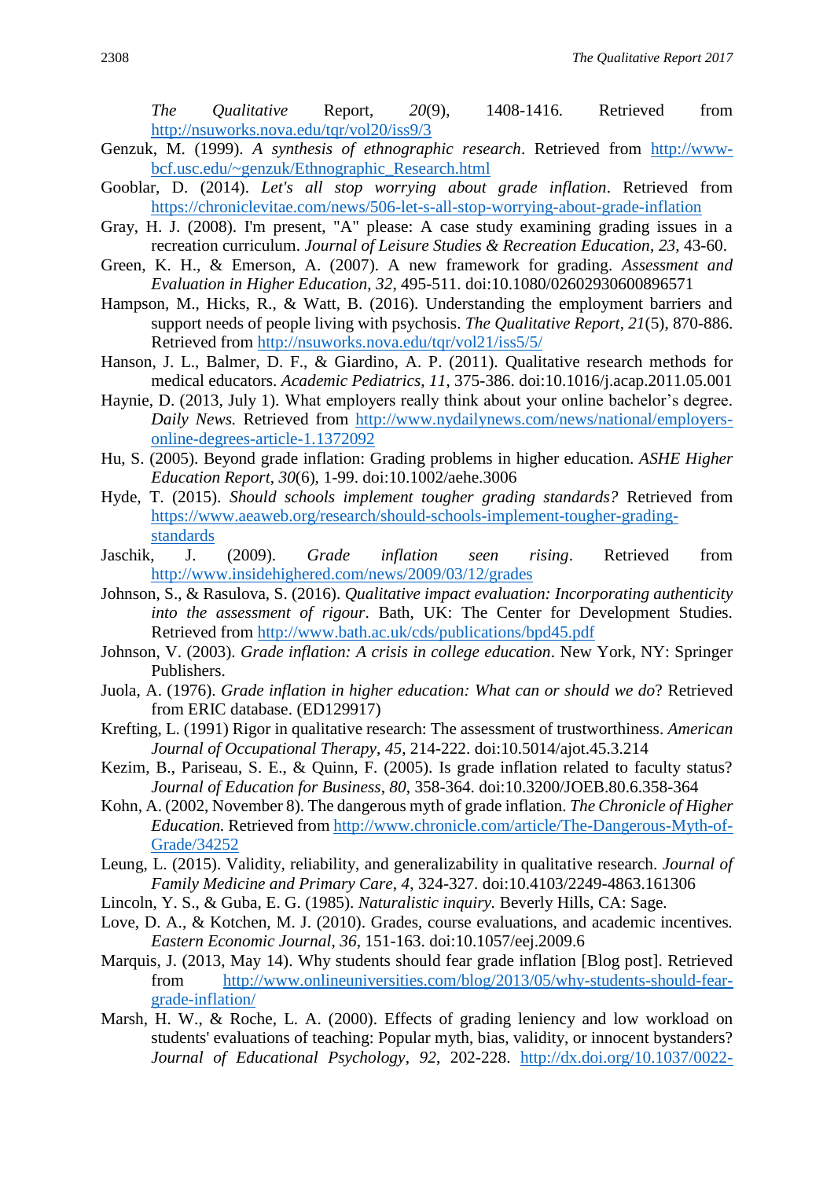*The Qualitative Report*, *20*(9), 1408-1416. Retrieved from http://nsuworks.nova.edu/tqr/vol20/iss9/3

Genzuk, M. (1999). *A synthesis of ethnographic research*. Retrieved from http://www-bcf.usc.edu/~genzuk/Ethnographic_Research.html

Gooblar, D. (2014). *Let's all stop worrying about grade inflation*. Retrieved from https://chroniclevitae.com/news/506-let-s-all-stop-worrying-about-grade-inflation

Gray, H. J. (2008). I'm present, "A" please: A case study examining grading issues in a recreation curriculum. *Journal of Leisure Studies & Recreation Education*, *23*, 43-60.

Green, K. H., & Emerson, A. (2007). A new framework for grading. *Assessment and Evaluation in Higher Education*, *32*, 495-511. doi:10.1080/02602930600896571

Hampson, M., Hicks, R., & Watt, B. (2016). Understanding the employment barriers and support needs of people living with psychosis. *The Qualitative Report*, *21*(5), 870-886. Retrieved from http://nsuworks.nova.edu/tqr/vol21/iss5/5/

Hanson, J. L., Balmer, D. F., & Giardino, A. P. (2011). Qualitative research methods for medical educators. *Academic Pediatrics*, *11*, 375-386. doi:10.1016/j.acap.2011.05.001

Haynie, D. (2013, July 1). What employers really think about your online bachelor's degree. *Daily News.* Retrieved from http://www.nydailynews.com/news/national/employers-online-degrees-article-1.1372092

Hu, S. (2005). Beyond grade inflation: Grading problems in higher education. *ASHE Higher Education Report*, *30*(6), 1-99. doi:10.1002/aehe.3006

Hyde, T. (2015). *Should schools implement tougher grading standards?* Retrieved from https://www.aeaweb.org/research/should-schools-implement-tougher-grading-standards

Jaschik, J. (2009). *Grade inflation seen rising*. Retrieved from http://www.insidehighered.com/news/2009/03/12/grades

Johnson, S., & Rasulova, S. (2016). *Qualitative impact evaluation: Incorporating authenticity into the assessment of rigour*. Bath, UK: The Center for Development Studies. Retrieved from http://www.bath.ac.uk/cds/publications/bpd45.pdf

Johnson, V. (2003). *Grade inflation: A crisis in college education*. New York, NY: Springer Publishers.

Juola, A. (1976). *Grade inflation in higher education: What can or should we do*? Retrieved from ERIC database. (ED129917)

Krefting, L. (1991) Rigor in qualitative research: The assessment of trustworthiness. *American Journal of Occupational Therapy*, *45*, 214-222. doi:10.5014/ajot.45.3.214

Kezim, B., Pariseau, S. E., & Quinn, F. (2005). Is grade inflation related to faculty status? *Journal of Education for Business*, *80*, 358-364. doi:10.3200/JOEB.80.6.358-364

Kohn, A. (2002, November 8). The dangerous myth of grade inflation. *The Chronicle of Higher Education.* Retrieved from http://www.chronicle.com/article/The-Dangerous-Myth-of-Grade/34252

Leung, L. (2015). Validity, reliability, and generalizability in qualitative research. *Journal of Family Medicine and Primary Care*, *4*, 324-327. doi:10.4103/2249-4863.161306

Lincoln, Y. S., & Guba, E. G. (1985). *Naturalistic inquiry.* Beverly Hills, CA: Sage.

Love, D. A., & Kotchen, M. J. (2010). Grades, course evaluations, and academic incentives. *Eastern Economic Journal*, *36*, 151-163. doi:10.1057/eej.2009.6

Marquis, J. (2013, May 14). Why students should fear grade inflation [Blog post]. Retrieved from http://www.onlineuniversities.com/blog/2013/05/why-students-should-fear-grade-inflation/

Marsh, H. W., & Roche, L. A. (2000). Effects of grading leniency and low workload on students' evaluations of teaching: Popular myth, bias, validity, or innocent bystanders? *Journal of Educational Psychology*, *92*, 202-228. http://dx.doi.org/10.1037/0022-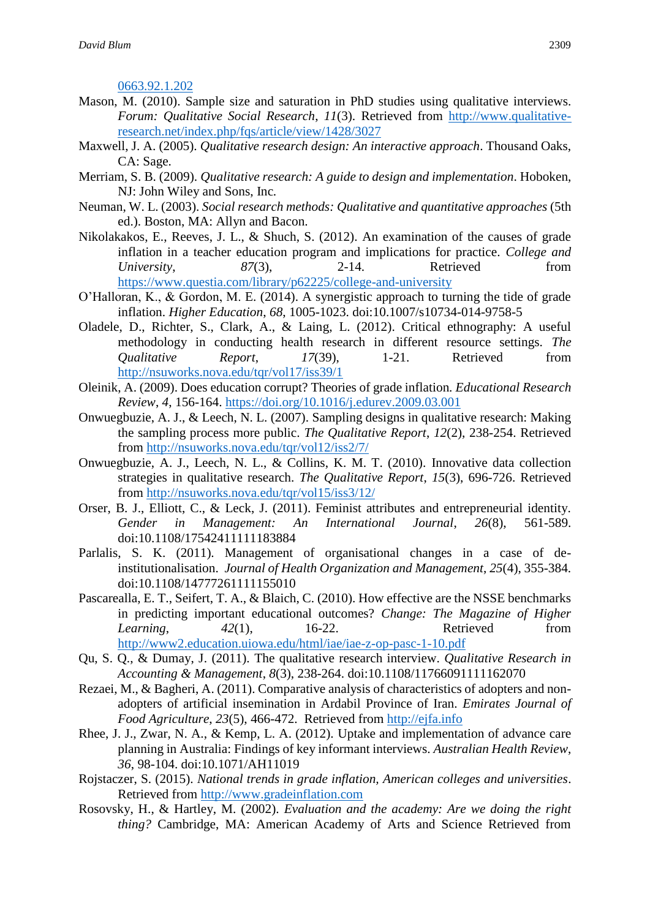0663.92.1.202

Mason, M. (2010). Sample size and saturation in PhD studies using qualitative interviews. *Forum: Qualitative Social Research*, *11*(3). Retrieved from http://www.qualitative-research.net/index.php/fqs/article/view/1428/3027

Maxwell, J. A. (2005). *Qualitative research design: An interactive approach*. Thousand Oaks, CA: Sage.

Merriam, S. B. (2009). *Qualitative research: A guide to design and implementation*. Hoboken, NJ: John Wiley and Sons, Inc.

Neuman, W. L. (2003). *Social research methods: Qualitative and quantitative approaches* (5th ed.). Boston, MA: Allyn and Bacon.

Nikolakakos, E., Reeves, J. L., & Shuch, S. (2012). An examination of the causes of grade inflation in a teacher education program and implications for practice. *College and University*, *87*(3), 2-14. Retrieved from https://www.questia.com/library/p62225/college-and-university

O'Halloran, K., & Gordon, M. E. (2014). A synergistic approach to turning the tide of grade inflation. *Higher Education*, *68*, 1005-1023. doi:10.1007/s10734-014-9758-5

Oladele, D., Richter, S., Clark, A., & Laing, L. (2012). Critical ethnography: A useful methodology in conducting health research in different resource settings. *The Qualitative Report*, *17*(39), 1-21. Retrieved from http://nsuworks.nova.edu/tqr/vol17/iss39/1

Oleinik, A. (2009). Does education corrupt? Theories of grade inflation. *Educational Research Review*, *4*, 156-164. https://doi.org/10.1016/j.edurev.2009.03.001

Onwuegbuzie, A. J., & Leech, N. L. (2007). Sampling designs in qualitative research: Making the sampling process more public. *The Qualitative Report*, *12*(2), 238-254. Retrieved from http://nsuworks.nova.edu/tqr/vol12/iss2/7/

Onwuegbuzie, A. J., Leech, N. L., & Collins, K. M. T. (2010). Innovative data collection strategies in qualitative research. *The Qualitative Report*, *15*(3), 696-726. Retrieved from http://nsuworks.nova.edu/tqr/vol15/iss3/12/

Orser, B. J., Elliott, C., & Leck, J. (2011). Feminist attributes and entrepreneurial identity. *Gender in Management: An International Journal*, *26*(8), 561-589. doi:10.1108/17542411111183884

Parlalis, S. K. (2011). Management of organisational changes in a case of de-institutionalisation. *Journal of Health Organization and Management*, *25*(4), 355-384. doi:10.1108/14777261111155010

Pascarealla, E. T., Seifert, T. A., & Blaich, C. (2010). How effective are the NSSE benchmarks in predicting important educational outcomes? *Change: The Magazine of Higher Learning*, *42*(1), 16-22. Retrieved from http://www2.education.uiowa.edu/html/iae/iae-z-op-pasc-1-10.pdf

Qu, S. Q., & Dumay, J. (2011). The qualitative research interview. *Qualitative Research in Accounting & Management*, *8*(3), 238-264. doi:10.1108/11766091111162070

Rezaei, M., & Bagheri, A. (2011). Comparative analysis of characteristics of adopters and non-adopters of artificial insemination in Ardabil Province of Iran. *Emirates Journal of Food Agriculture*, *23*(5), 466-472. Retrieved from http://ejfa.info

Rhee, J. J., Zwar, N. A., & Kemp, L. A. (2012). Uptake and implementation of advance care planning in Australia: Findings of key informant interviews. *Australian Health Review*, *36*, 98-104. doi:10.1071/AH11019

Rojstaczer, S. (2015). *National trends in grade inflation, American colleges and universities*. Retrieved from http://www.gradeinflation.com

Rosovsky, H., & Hartley, M. (2002). *Evaluation and the academy: Are we doing the right thing?* Cambridge, MA: American Academy of Arts and Science Retrieved from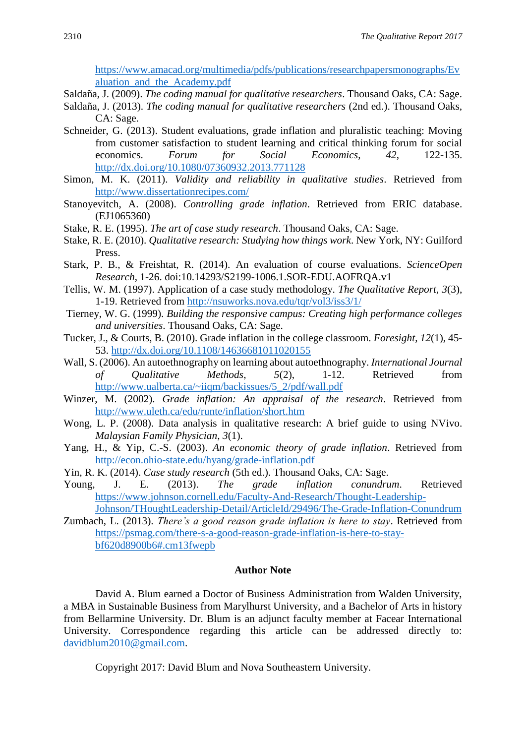https://www.amacad.org/multimedia/pdfs/publications/researchpapersmonographs/Evaluation_and_the_Academy.pdf

Saldaña, J. (2009). *The coding manual for qualitative researchers*. Thousand Oaks, CA: Sage.

Saldaña, J. (2013). *The coding manual for qualitative researchers* (2nd ed.). Thousand Oaks, CA: Sage.

Schneider, G. (2013). Student evaluations, grade inflation and pluralistic teaching: Moving from customer satisfaction to student learning and critical thinking forum for social economics. *Forum for Social Economics*, *42*, 122-135. http://dx.doi.org/10.1080/07360932.2013.771128

Simon, M. K. (2011). *Validity and reliability in qualitative studies*. Retrieved from http://www.dissertationrecipes.com/

Stanoyevitch, A. (2008). *Controlling grade inflation*. Retrieved from ERIC database. (EJ1065360)

Stake, R. E. (1995). *The art of case study research*. Thousand Oaks, CA: Sage.

Stake, R. E. (2010). *Qualitative research: Studying how things work*. New York, NY: Guilford Press.

Stark, P. B., & Freishtat, R. (2014). An evaluation of course evaluations. *ScienceOpen Research*, 1-26. doi:10.14293/S2199-1006.1.SOR-EDU.AOFRQA.v1

Tellis, W. M. (1997). Application of a case study methodology. *The Qualitative Report*, *3*(3), 1-19. Retrieved from http://nsuworks.nova.edu/tqr/vol3/iss3/1/

Tierney, W. G. (1999). *Building the responsive campus: Creating high performance colleges and universities*. Thousand Oaks, CA: Sage.

Tucker, J., & Courts, B. (2010). Grade inflation in the college classroom. *Foresight*, *12*(1), 45-53. http://dx.doi.org/10.1108/14636681011020155

Wall, S. (2006). An autoethnography on learning about autoethnography. *International Journal of Qualitative Methods*, *5*(2), 1-12. Retrieved from http://www.ualberta.ca/~iiqm/backissues/5_2/pdf/wall.pdf

Winzer, M. (2002). *Grade inflation: An appraisal of the research*. Retrieved from http://www.uleth.ca/edu/runte/inflation/short.htm

Wong, L. P. (2008). Data analysis in qualitative research: A brief guide to using NVivo. *Malaysian Family Physician, 3*(1).

Yang, H., & Yip, C.-S. (2003). *An economic theory of grade inflation*. Retrieved from http://econ.ohio-state.edu/hyang/grade-inflation.pdf

Yin, R. K. (2014). *Case study research* (5th ed.). Thousand Oaks, CA: Sage.

Young, J. E. (2013). *The grade inflation conundrum*. Retrieved https://www.johnson.cornell.edu/Faculty-And-Research/Thought-Leadership-Johnson/THoughtLeadership-Detail/ArticleId/29496/The-Grade-Inflation-Conundrum

Zumbach, L. (2013). *There's a good reason grade inflation is here to stay*. Retrieved from https://psmag.com/there-s-a-good-reason-grade-inflation-is-here-to-stay-bf620d8900b6#.cm13fwepb

## Author Note

David A. Blum earned a Doctor of Business Administration from Walden University, a MBA in Sustainable Business from Marylhurst University, and a Bachelor of Arts in history from Bellarmine University. Dr. Blum is an adjunct faculty member at Facear International University. Correspondence regarding this article can be addressed directly to: davidblum2010@gmail.com.

Copyright 2017: David Blum and Nova Southeastern University.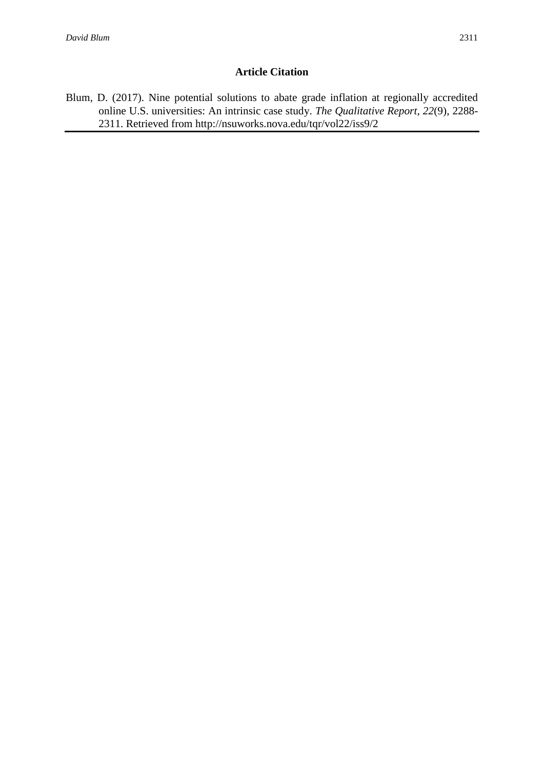## Article Citation

Blum, D. (2017). Nine potential solutions to abate grade inflation at regionally accredited online U.S. universities: An intrinsic case study. *The Qualitative Report, 22*(9), 2288-2311. Retrieved from http://nsuworks.nova.edu/tqr/vol22/iss9/2